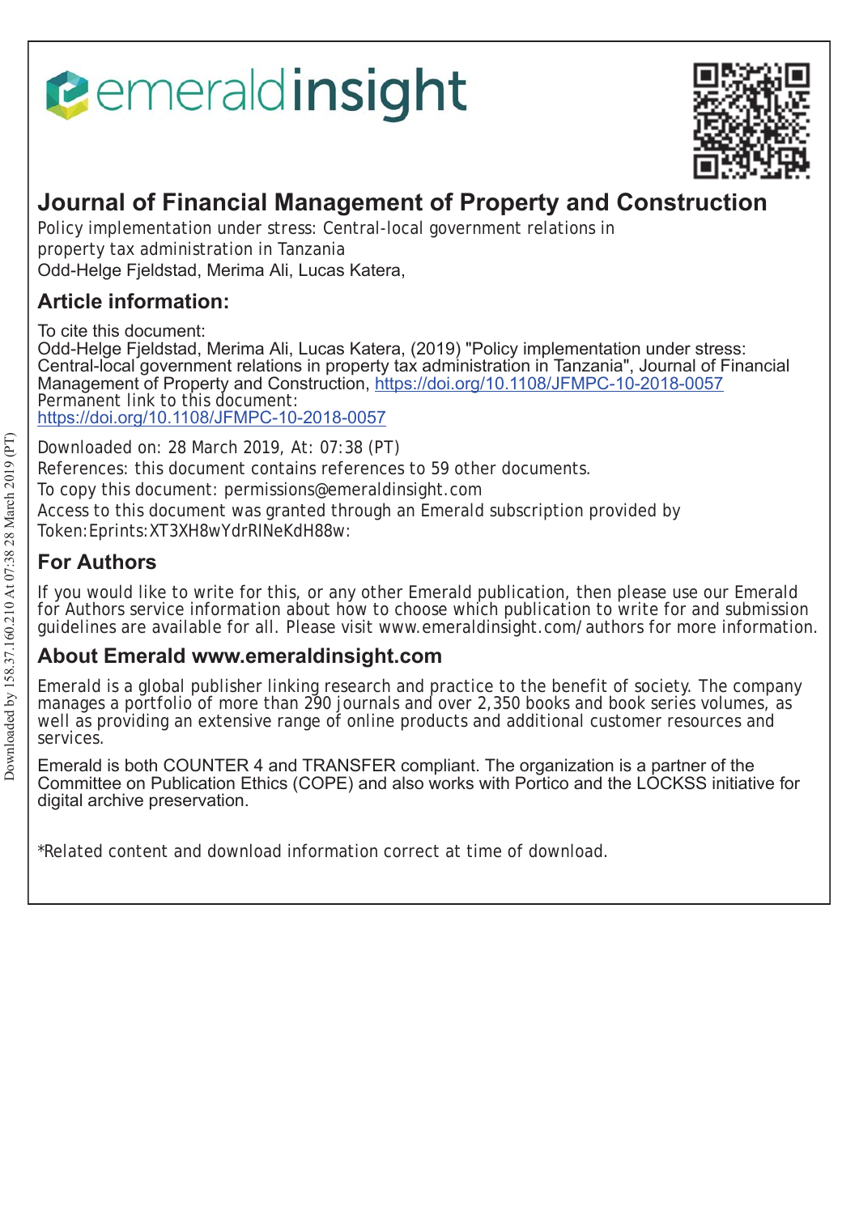# Journal of Financial Management of Property and Construction

Policy implementation under stress: Central-local government relations in property tax administration in Tanzania

Odd-Helge Fjeldstad, Merima Ali, Lucas Katera,

## Article information:

To cite this document:

Odd-Helge Fjeldstad, Merima Ali, Lucas Katera, (2019) "Policy implementation under stress: Central-local government relations in property tax administration in Tanzania", Journal of Financial Management of Property and Construction, https://doi.org/10.1108/JFMPC-10-2018-0057

Permanent link to this document:

https://doi.org/10.1108/JFMPC-10-2018-0057

Downloaded on: 28 March 2019, At: 07:38 (PT)

References: this document contains references to 59 other documents.

To copy this document: permissions@emeraldinsight.com

Access to this document was granted through an Emerald subscription provided by Token:Eprints:XT3XH8wYdrRINeKdH88w:

## For Authors

If you would like to write for this, or any other Emerald publication, then please use our Emerald for Authors service information about how to choose which publication to write for and submission guidelines are available for all. Please visit www.emeraldinsight.com/authors for more information.

## About Emerald www.emeraldinsight.com

Emerald is a global publisher linking research and practice to the benefit of society. The company manages a portfolio of more than 290 journals and over 2,350 books and book series volumes, as well as providing an extensive range of online products and additional customer resources and services.

Emerald is both COUNTER 4 and TRANSFER compliant. The organization is a partner of the Committee on Publication Ethics (COPE) and also works with Portico and the LOCKSS initiative for digital archive preservation.

*Related content and download information correct at time of download.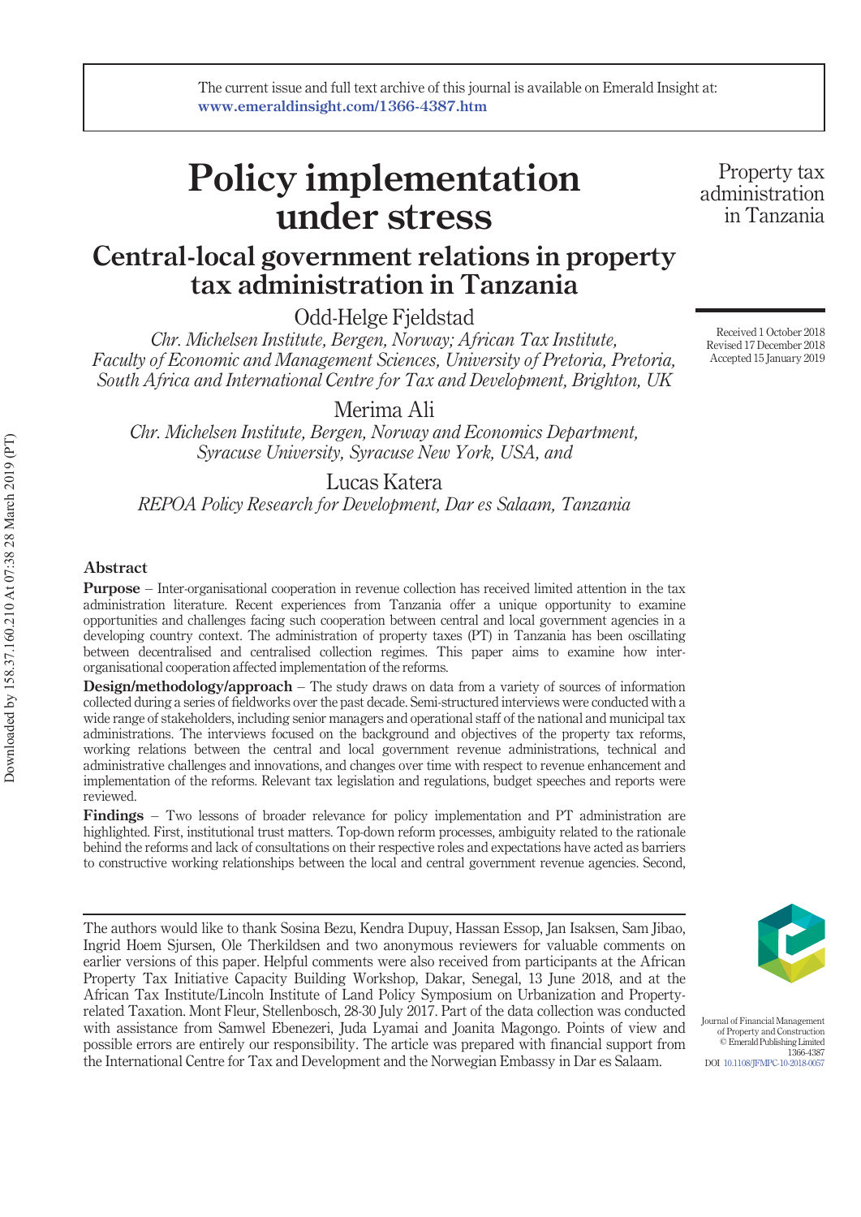# Policy implementation under stress

## Central-local government relations in property tax administration in Tanzania

Odd-Helge Fjeldstad

*Chr. Michelsen Institute, Bergen, Norway; African Tax Institute, Faculty of Economic and Management Sciences, University of Pretoria, Pretoria, South Africa and International Centre for Tax and Development, Brighton, UK*

Merima Ali

*Chr. Michelsen Institute, Bergen, Norway and Economics Department, Syracuse University, Syracuse New York, USA, and*

Lucas Katera

*REPOA Policy Research for Development, Dar es Salaam, Tanzania*

Received 1 October 2018
Revised 17 December 2018
Accepted 15 January 2019

### Abstract

**Purpose** – Inter-organisational cooperation in revenue collection has received limited attention in the tax administration literature. Recent experiences from Tanzania offer a unique opportunity to examine opportunities and challenges facing such cooperation between central and local government agencies in a developing country context. The administration of property taxes (PT) in Tanzania has been oscillating between decentralised and centralised collection regimes. This paper aims to examine how inter-organisational cooperation affected implementation of the reforms.

**Design/methodology/approach** – The study draws on data from a variety of sources of information collected during a series of fieldworks over the past decade. Semi-structured interviews were conducted with a wide range of stakeholders, including senior managers and operational staff of the national and municipal tax administrations. The interviews focused on the background and objectives of the property tax reforms, working relations between the central and local government revenue administrations, technical and administrative challenges and innovations, and changes over time with respect to revenue enhancement and implementation of the reforms. Relevant tax legislation and regulations, budget speeches and reports were reviewed.

**Findings** – Two lessons of broader relevance for policy implementation and PT administration are highlighted. First, institutional trust matters. Top-down reform processes, ambiguity related to the rationale behind the reforms and lack of consultations on their respective roles and expectations have acted as barriers to constructive working relationships between the local and central government revenue agencies. Second,

---

The authors would like to thank Sosina Bezu, Kendra Dupuy, Hassan Essop, Jan Isaksen, Sam Jibao, Ingrid Hoem Sjursen, Ole Therkildsen and two anonymous reviewers for valuable comments on earlier versions of this paper. Helpful comments were also received from participants at the African Property Tax Initiative Capacity Building Workshop, Dakar, Senegal, 13 June 2018, and at the African Tax Institute/Lincoln Institute of Land Policy Symposium on Urbanization and Property-related Taxation. Mont Fleur, Stellenbosch, 28-30 July 2017. Part of the data collection was conducted with assistance from Samwel Ebenezeri, Juda Lyamai and Joanita Magongo. Points of view and possible errors are entirely our responsibility. The article was prepared with financial support from the International Centre for Tax and Development and the Norwegian Embassy in Dar es Salaam.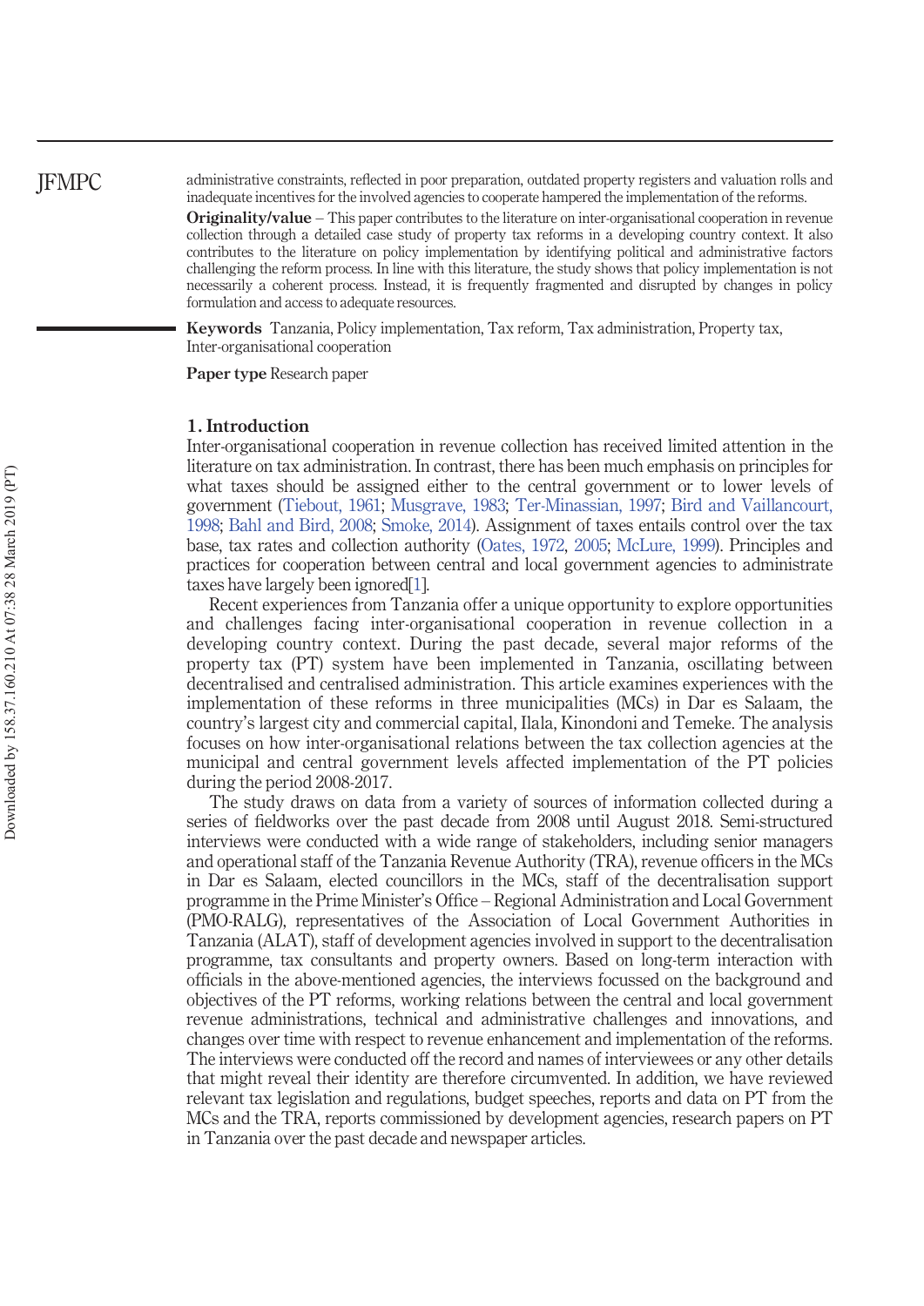administrative constraints, reflected in poor preparation, outdated property registers and valuation rolls and inadequate incentives for the involved agencies to cooperate hampered the implementation of the reforms.

**Originality/value** – This paper contributes to the literature on inter-organisational cooperation in revenue collection through a detailed case study of property tax reforms in a developing country context. It also contributes to the literature on policy implementation by identifying political and administrative factors challenging the reform process. In line with this literature, the study shows that policy implementation is not necessarily a coherent process. Instead, it is frequently fragmented and disrupted by changes in policy formulation and access to adequate resources.

**Keywords** Tanzania, Policy implementation, Tax reform, Tax administration, Property tax, Inter-organisational cooperation

**Paper type** Research paper

## 1. Introduction

Inter-organisational cooperation in revenue collection has received limited attention in the literature on tax administration. In contrast, there has been much emphasis on principles for what taxes should be assigned either to the central government or to lower levels of government (Tiebout, 1961; Musgrave, 1983; Ter-Minassian, 1997; Bird and Vaillancourt, 1998; Bahl and Bird, 2008; Smoke, 2014). Assignment of taxes entails control over the tax base, tax rates and collection authority (Oates, 1972, 2005; McLure, 1999). Principles and practices for cooperation between central and local government agencies to administrate taxes have largely been ignored[1].

Recent experiences from Tanzania offer a unique opportunity to explore opportunities and challenges facing inter-organisational cooperation in revenue collection in a developing country context. During the past decade, several major reforms of the property tax (PT) system have been implemented in Tanzania, oscillating between decentralised and centralised administration. This article examines experiences with the implementation of these reforms in three municipalities (MCs) in Dar es Salaam, the country's largest city and commercial capital, Ilala, Kinondoni and Temeke. The analysis focuses on how inter-organisational relations between the tax collection agencies at the municipal and central government levels affected implementation of the PT policies during the period 2008-2017.

The study draws on data from a variety of sources of information collected during a series of fieldworks over the past decade from 2008 until August 2018. Semi-structured interviews were conducted with a wide range of stakeholders, including senior managers and operational staff of the Tanzania Revenue Authority (TRA), revenue officers in the MCs in Dar es Salaam, elected councillors in the MCs, staff of the decentralisation support programme in the Prime Minister's Office – Regional Administration and Local Government (PMO-RALG), representatives of the Association of Local Government Authorities in Tanzania (ALAT), staff of development agencies involved in support to the decentralisation programme, tax consultants and property owners. Based on long-term interaction with officials in the above-mentioned agencies, the interviews focussed on the background and objectives of the PT reforms, working relations between the central and local government revenue administrations, technical and administrative challenges and innovations, and changes over time with respect to revenue enhancement and implementation of the reforms. The interviews were conducted off the record and names of interviewees or any other details that might reveal their identity are therefore circumvented. In addition, we have reviewed relevant tax legislation and regulations, budget speeches, reports and data on PT from the MCs and the TRA, reports commissioned by development agencies, research papers on PT in Tanzania over the past decade and newspaper articles.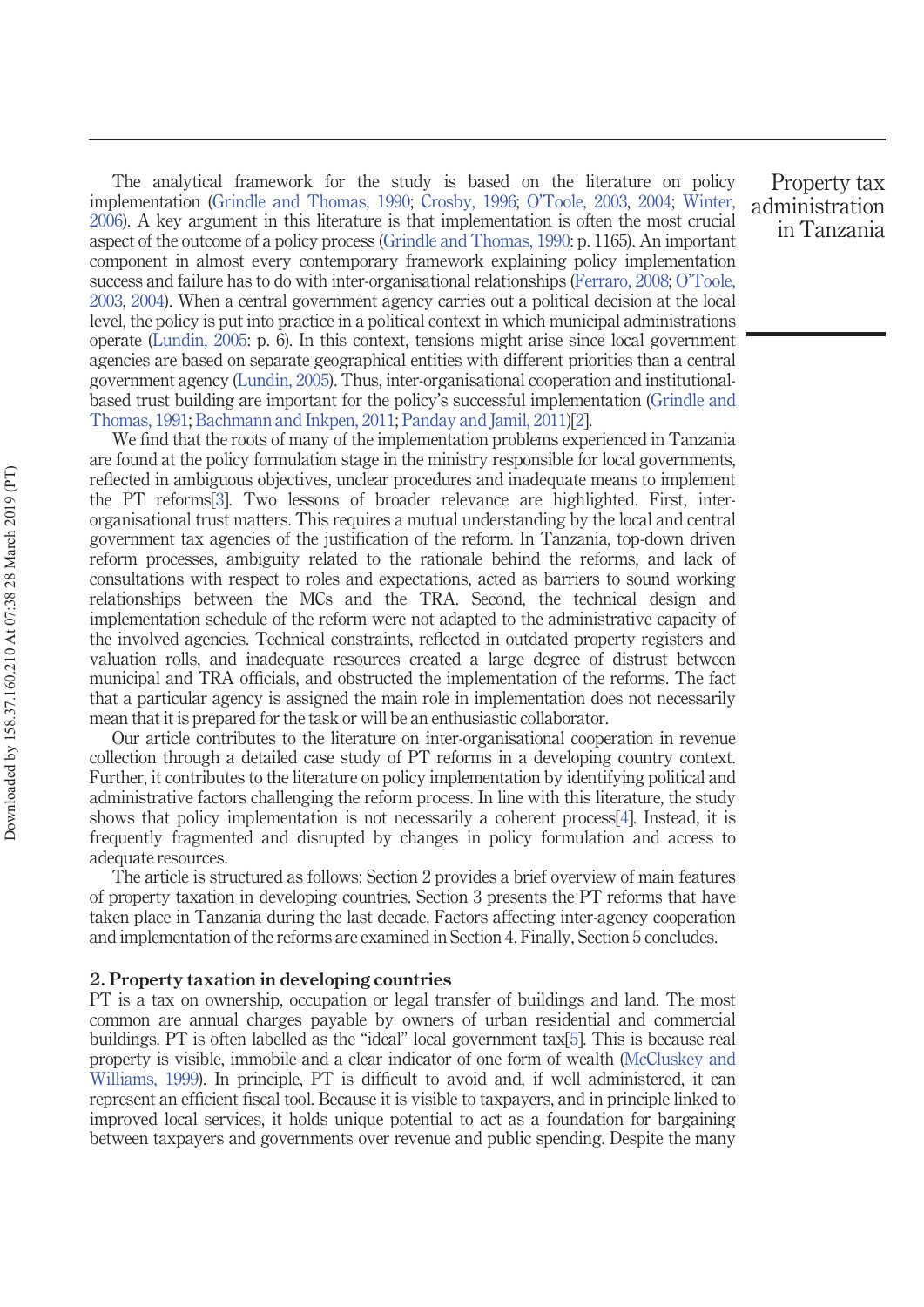The analytical framework for the study is based on the literature on policy implementation (Grindle and Thomas, 1990; Crosby, 1996; O'Toole, 2003, 2004; Winter, 2006). A key argument in this literature is that implementation is often the most crucial aspect of the outcome of a policy process (Grindle and Thomas, 1990: p. 1165). An important component in almost every contemporary framework explaining policy implementation success and failure has to do with inter-organisational relationships (Ferraro, 2008; O'Toole, 2003, 2004). When a central government agency carries out a political decision at the local level, the policy is put into practice in a political context in which municipal administrations operate (Lundin, 2005: p. 6). In this context, tensions might arise since local government agencies are based on separate geographical entities with different priorities than a central government agency (Lundin, 2005). Thus, inter-organisational cooperation and institutional-based trust building are important for the policy's successful implementation (Grindle and Thomas, 1991; Bachmann and Inkpen, 2011; Panday and Jamil, 2011)[2].

We find that the roots of many of the implementation problems experienced in Tanzania are found at the policy formulation stage in the ministry responsible for local governments, reflected in ambiguous objectives, unclear procedures and inadequate means to implement the PT reforms[3]. Two lessons of broader relevance are highlighted. First, inter-organisational trust matters. This requires a mutual understanding by the local and central government tax agencies of the justification of the reform. In Tanzania, top-down driven reform processes, ambiguity related to the rationale behind the reforms, and lack of consultations with respect to roles and expectations, acted as barriers to sound working relationships between the MCs and the TRA. Second, the technical design and implementation schedule of the reform were not adapted to the administrative capacity of the involved agencies. Technical constraints, reflected in outdated property registers and valuation rolls, and inadequate resources created a large degree of distrust between municipal and TRA officials, and obstructed the implementation of the reforms. The fact that a particular agency is assigned the main role in implementation does not necessarily mean that it is prepared for the task or will be an enthusiastic collaborator.

Our article contributes to the literature on inter-organisational cooperation in revenue collection through a detailed case study of PT reforms in a developing country context. Further, it contributes to the literature on policy implementation by identifying political and administrative factors challenging the reform process. In line with this literature, the study shows that policy implementation is not necessarily a coherent process[4]. Instead, it is frequently fragmented and disrupted by changes in policy formulation and access to adequate resources.

The article is structured as follows: Section 2 provides a brief overview of main features of property taxation in developing countries. Section 3 presents the PT reforms that have taken place in Tanzania during the last decade. Factors affecting inter-agency cooperation and implementation of the reforms are examined in Section 4. Finally, Section 5 concludes.

## 2. Property taxation in developing countries

PT is a tax on ownership, occupation or legal transfer of buildings and land. The most common are annual charges payable by owners of urban residential and commercial buildings. PT is often labelled as the "ideal" local government tax[5]. This is because real property is visible, immobile and a clear indicator of one form of wealth (McCluskey and Williams, 1999). In principle, PT is difficult to avoid and, if well administered, it can represent an efficient fiscal tool. Because it is visible to taxpayers, and in principle linked to improved local services, it holds unique potential to act as a foundation for bargaining between taxpayers and governments over revenue and public spending. Despite the many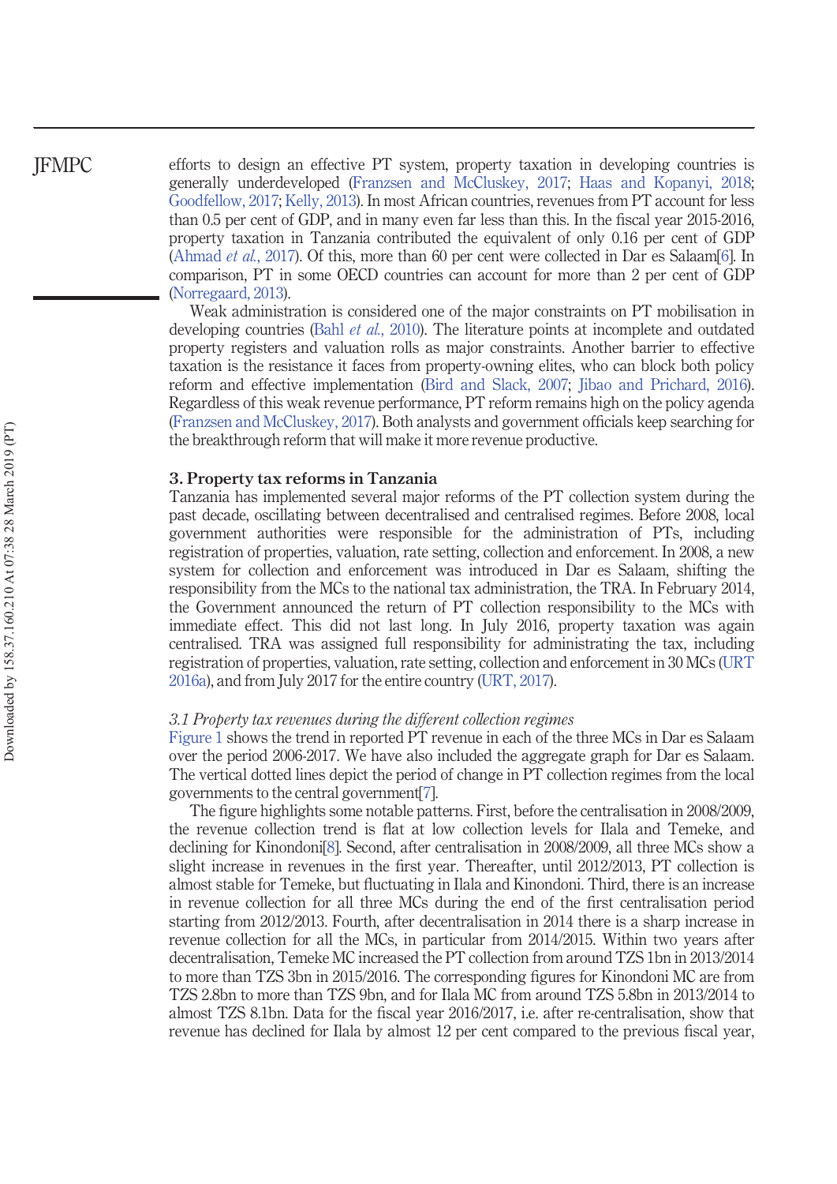efforts to design an effective PT system, property taxation in developing countries is generally underdeveloped (Franzsen and McCluskey, 2017; Haas and Kopanyi, 2018; Goodfellow, 2017; Kelly, 2013). In most African countries, revenues from PT account for less than 0.5 per cent of GDP, and in many even far less than this. In the fiscal year 2015-2016, property taxation in Tanzania contributed the equivalent of only 0.16 per cent of GDP (Ahmad *et al.*, 2017). Of this, more than 60 per cent were collected in Dar es Salaam[6]. In comparison, PT in some OECD countries can account for more than 2 per cent of GDP (Norregaard, 2013).

Weak administration is considered one of the major constraints on PT mobilisation in developing countries (Bahl *et al.*, 2010). The literature points at incomplete and outdated property registers and valuation rolls as major constraints. Another barrier to effective taxation is the resistance it faces from property-owning elites, who can block both policy reform and effective implementation (Bird and Slack, 2007; Jibao and Prichard, 2016). Regardless of this weak revenue performance, PT reform remains high on the policy agenda (Franzsen and McCluskey, 2017). Both analysts and government officials keep searching for the breakthrough reform that will make it more revenue productive.

## 3. Property tax reforms in Tanzania

Tanzania has implemented several major reforms of the PT collection system during the past decade, oscillating between decentralised and centralised regimes. Before 2008, local government authorities were responsible for the administration of PTs, including registration of properties, valuation, rate setting, collection and enforcement. In 2008, a new system for collection and enforcement was introduced in Dar es Salaam, shifting the responsibility from the MCs to the national tax administration, the TRA. In February 2014, the Government announced the return of PT collection responsibility to the MCs with immediate effect. This did not last long. In July 2016, property taxation was again centralised. TRA was assigned full responsibility for administrating the tax, including registration of properties, valuation, rate setting, collection and enforcement in 30 MCs (URT 2016a), and from July 2017 for the entire country (URT, 2017).

### *3.1 Property tax revenues during the different collection regimes*

Figure 1 shows the trend in reported PT revenue in each of the three MCs in Dar es Salaam over the period 2006-2017. We have also included the aggregate graph for Dar es Salaam. The vertical dotted lines depict the period of change in PT collection regimes from the local governments to the central government[7].

The figure highlights some notable patterns. First, before the centralisation in 2008/2009, the revenue collection trend is flat at low collection levels for Ilala and Temeke, and declining for Kinondoni[8]. Second, after centralisation in 2008/2009, all three MCs show a slight increase in revenues in the first year. Thereafter, until 2012/2013, PT collection is almost stable for Temeke, but fluctuating in Ilala and Kinondoni. Third, there is an increase in revenue collection for all three MCs during the end of the first centralisation period starting from 2012/2013. Fourth, after decentralisation in 2014 there is a sharp increase in revenue collection for all the MCs, in particular from 2014/2015. Within two years after decentralisation, Temeke MC increased the PT collection from around TZS 1bn in 2013/2014 to more than TZS 3bn in 2015/2016. The corresponding figures for Kinondoni MC are from TZS 2.8bn to more than TZS 9bn, and for Ilala MC from around TZS 5.8bn in 2013/2014 to almost TZS 8.1bn. Data for the fiscal year 2016/2017, i.e. after re-centralisation, show that revenue has declined for Ilala by almost 12 per cent compared to the previous fiscal year,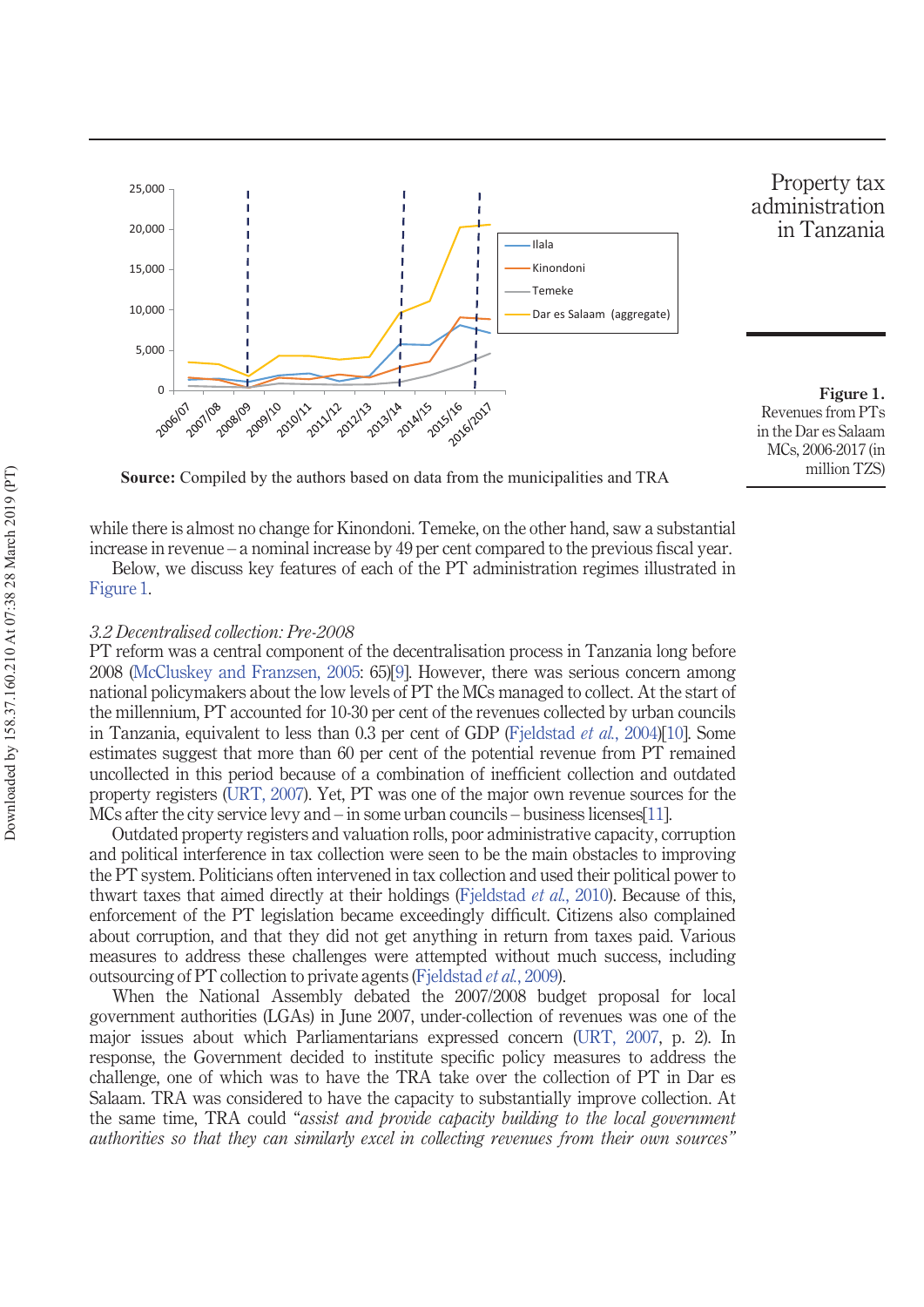**Figure 1.** Revenues from PTs in the Dar es Salaam MCs, 2006-2017 (in million TZS)

**Source:** Compiled by the authors based on data from the municipalities and TRA

while there is almost no change for Kinondoni. Temeke, on the other hand, saw a substantial increase in revenue – a nominal increase by 49 per cent compared to the previous fiscal year.

Below, we discuss key features of each of the PT administration regimes illustrated in Figure 1.

### *3.2 Decentralised collection: Pre-2008*

PT reform was a central component of the decentralisation process in Tanzania long before 2008 (McCluskey and Franzsen, 2005: 65)[9]. However, there was serious concern among national policymakers about the low levels of PT the MCs managed to collect. At the start of the millennium, PT accounted for 10-30 per cent of the revenues collected by urban councils in Tanzania, equivalent to less than 0.3 per cent of GDP (Fjeldstad *et al.*, 2004)[10]. Some estimates suggest that more than 60 per cent of the potential revenue from PT remained uncollected in this period because of a combination of inefficient collection and outdated property registers (URT, 2007). Yet, PT was one of the major own revenue sources for the MCs after the city service levy and – in some urban councils – business licenses[11].

Outdated property registers and valuation rolls, poor administrative capacity, corruption and political interference in tax collection were seen to be the main obstacles to improving the PT system. Politicians often intervened in tax collection and used their political power to thwart taxes that aimed directly at their holdings (Fjeldstad *et al.*, 2010). Because of this, enforcement of the PT legislation became exceedingly difficult. Citizens also complained about corruption, and that they did not get anything in return from taxes paid. Various measures to address these challenges were attempted without much success, including outsourcing of PT collection to private agents (Fjeldstad *et al.*, 2009).

When the National Assembly debated the 2007/2008 budget proposal for local government authorities (LGAs) in June 2007, under-collection of revenues was one of the major issues about which Parliamentarians expressed concern (URT, 2007, p. 2). In response, the Government decided to institute specific policy measures to address the challenge, one of which was to have the TRA take over the collection of PT in Dar es Salaam. TRA was considered to have the capacity to substantially improve collection. At the same time, TRA could "*assist and provide capacity building to the local government authorities so that they can similarly excel in collecting revenues from their own sources*"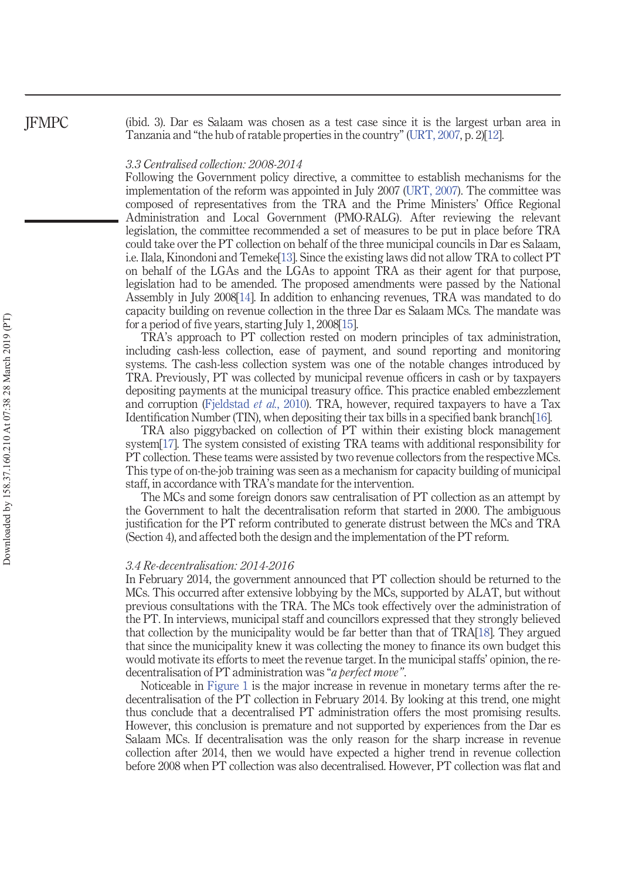(ibid. 3). Dar es Salaam was chosen as a test case since it is the largest urban area in Tanzania and "the hub of ratable properties in the country" (URT, 2007, p. 2)[12].

### 3.3 Centralised collection: 2008-2014

Following the Government policy directive, a committee to establish mechanisms for the implementation of the reform was appointed in July 2007 (URT, 2007). The committee was composed of representatives from the TRA and the Prime Ministers' Office Regional Administration and Local Government (PMO-RALG). After reviewing the relevant legislation, the committee recommended a set of measures to be put in place before TRA could take over the PT collection on behalf of the three municipal councils in Dar es Salaam, i.e. Ilala, Kinondoni and Temeke[13]. Since the existing laws did not allow TRA to collect PT on behalf of the LGAs and the LGAs to appoint TRA as their agent for that purpose, legislation had to be amended. The proposed amendments were passed by the National Assembly in July 2008[14]. In addition to enhancing revenues, TRA was mandated to do capacity building on revenue collection in the three Dar es Salaam MCs. The mandate was for a period of five years, starting July 1, 2008[15].

TRA's approach to PT collection rested on modern principles of tax administration, including cash-less collection, ease of payment, and sound reporting and monitoring systems. The cash-less collection system was one of the notable changes introduced by TRA. Previously, PT was collected by municipal revenue officers in cash or by taxpayers depositing payments at the municipal treasury office. This practice enabled embezzlement and corruption (Fjeldstad *et al.*, 2010). TRA, however, required taxpayers to have a Tax Identification Number (TIN), when depositing their tax bills in a specified bank branch[16].

TRA also piggybacked on collection of PT within their existing block management system[17]. The system consisted of existing TRA teams with additional responsibility for PT collection. These teams were assisted by two revenue collectors from the respective MCs. This type of on-the-job training was seen as a mechanism for capacity building of municipal staff, in accordance with TRA's mandate for the intervention.

The MCs and some foreign donors saw centralisation of PT collection as an attempt by the Government to halt the decentralisation reform that started in 2000. The ambiguous justification for the PT reform contributed to generate distrust between the MCs and TRA (Section 4), and affected both the design and the implementation of the PT reform.

### 3.4 Re-decentralisation: 2014-2016

In February 2014, the government announced that PT collection should be returned to the MCs. This occurred after extensive lobbying by the MCs, supported by ALAT, but without previous consultations with the TRA. The MCs took effectively over the administration of the PT. In interviews, municipal staff and councillors expressed that they strongly believed that collection by the municipality would be far better than that of TRA[18]. They argued that since the municipality knew it was collecting the money to finance its own budget this would motivate its efforts to meet the revenue target. In the municipal staffs' opinion, the re-decentralisation of PT administration was "*a perfect move*".

Noticeable in Figure 1 is the major increase in revenue in monetary terms after the re-decentralisation of the PT collection in February 2014. By looking at this trend, one might thus conclude that a decentralised PT administration offers the most promising results. However, this conclusion is premature and not supported by experiences from the Dar es Salaam MCs. If decentralisation was the only reason for the sharp increase in revenue collection after 2014, then we would have expected a higher trend in revenue collection before 2008 when PT collection was also decentralised. However, PT collection was flat and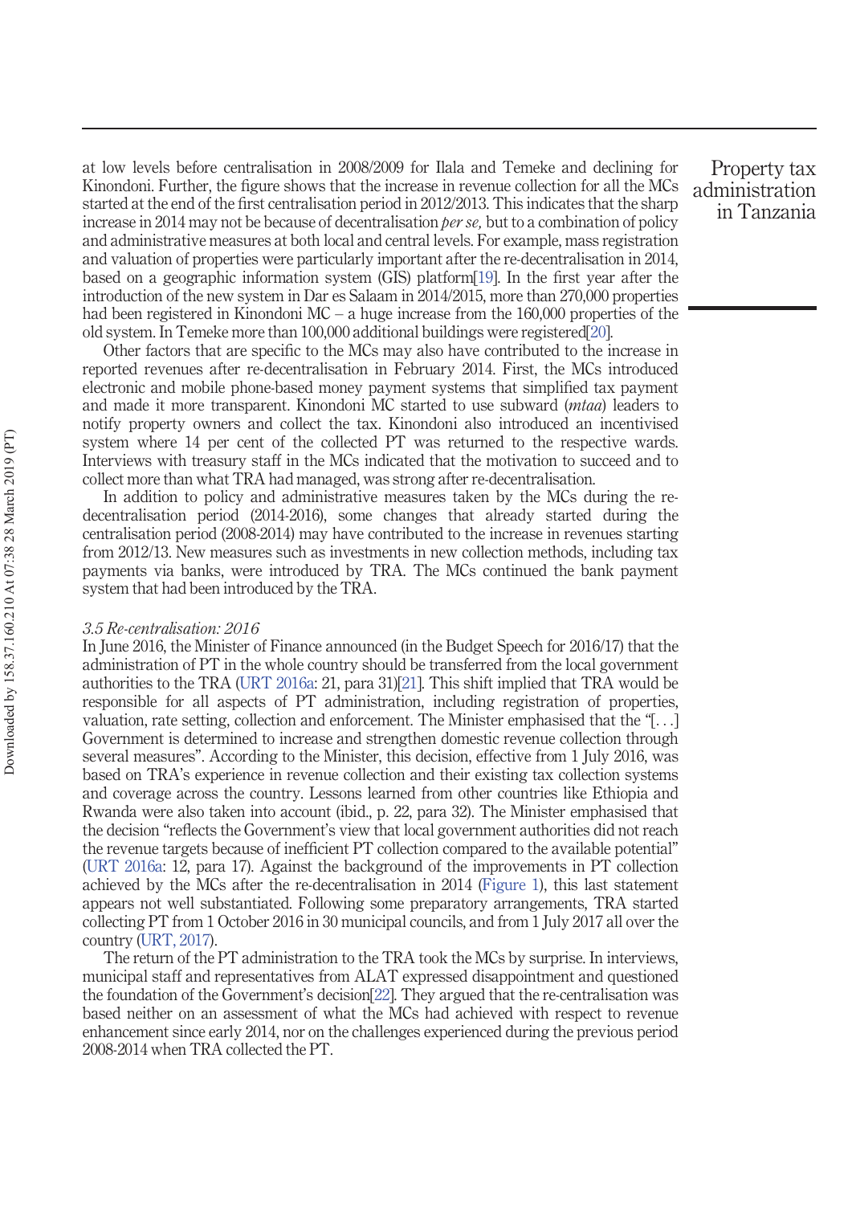at low levels before centralisation in 2008/2009 for Ilala and Temeke and declining for Kinondoni. Further, the figure shows that the increase in revenue collection for all the MCs started at the end of the first centralisation period in 2012/2013. This indicates that the sharp increase in 2014 may not be because of decentralisation *per se,* but to a combination of policy and administrative measures at both local and central levels. For example, mass registration and valuation of properties were particularly important after the re-decentralisation in 2014, based on a geographic information system (GIS) platform[19]. In the first year after the introduction of the new system in Dar es Salaam in 2014/2015, more than 270,000 properties had been registered in Kinondoni MC – a huge increase from the 160,000 properties of the old system. In Temeke more than 100,000 additional buildings were registered[20].

Other factors that are specific to the MCs may also have contributed to the increase in reported revenues after re-decentralisation in February 2014. First, the MCs introduced electronic and mobile phone-based money payment systems that simplified tax payment and made it more transparent. Kinondoni MC started to use subward (*mtaa*) leaders to notify property owners and collect the tax. Kinondoni also introduced an incentivised system where 14 per cent of the collected PT was returned to the respective wards. Interviews with treasury staff in the MCs indicated that the motivation to succeed and to collect more than what TRA had managed, was strong after re-decentralisation.

In addition to policy and administrative measures taken by the MCs during the re-decentralisation period (2014-2016), some changes that already started during the centralisation period (2008-2014) may have contributed to the increase in revenues starting from 2012/13. New measures such as investments in new collection methods, including tax payments via banks, were introduced by TRA. The MCs continued the bank payment system that had been introduced by the TRA.

### *3.5 Re-centralisation: 2016*

In June 2016, the Minister of Finance announced (in the Budget Speech for 2016/17) that the administration of PT in the whole country should be transferred from the local government authorities to the TRA (URT 2016a: 21, para 31)[21]. This shift implied that TRA would be responsible for all aspects of PT administration, including registration of properties, valuation, rate setting, collection and enforcement. The Minister emphasised that the "[...] Government is determined to increase and strengthen domestic revenue collection through several measures". According to the Minister, this decision, effective from 1 July 2016, was based on TRA's experience in revenue collection and their existing tax collection systems and coverage across the country. Lessons learned from other countries like Ethiopia and Rwanda were also taken into account (ibid., p. 22, para 32). The Minister emphasised that the decision "reflects the Government's view that local government authorities did not reach the revenue targets because of inefficient PT collection compared to the available potential" (URT 2016a: 12, para 17). Against the background of the improvements in PT collection achieved by the MCs after the re-decentralisation in 2014 (Figure 1), this last statement appears not well substantiated. Following some preparatory arrangements, TRA started collecting PT from 1 October 2016 in 30 municipal councils, and from 1 July 2017 all over the country (URT, 2017).

The return of the PT administration to the TRA took the MCs by surprise. In interviews, municipal staff and representatives from ALAT expressed disappointment and questioned the foundation of the Government's decision[22]. They argued that the re-centralisation was based neither on an assessment of what the MCs had achieved with respect to revenue enhancement since early 2014, nor on the challenges experienced during the previous period 2008-2014 when TRA collected the PT.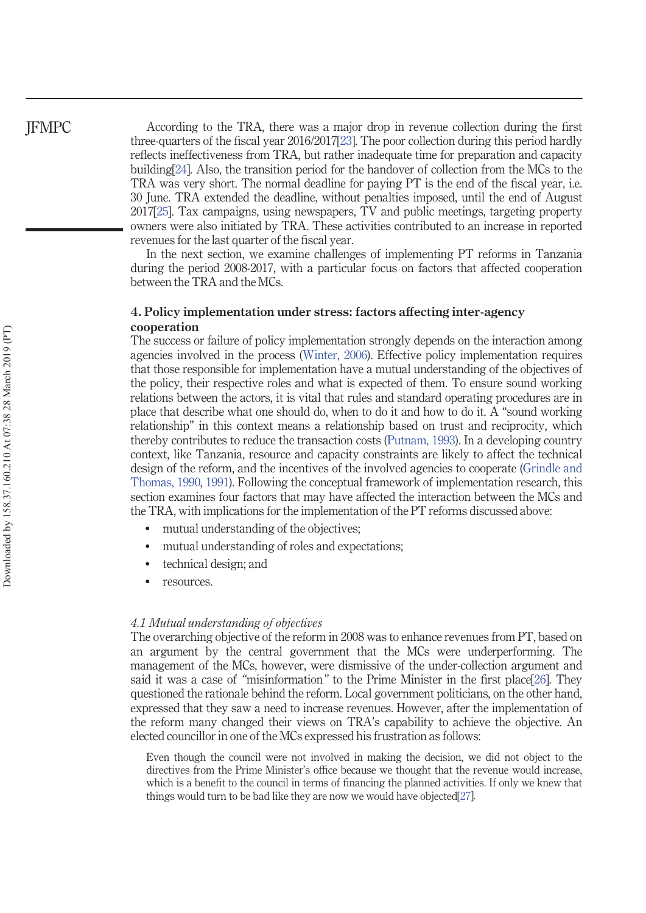According to the TRA, there was a major drop in revenue collection during the first three-quarters of the fiscal year 2016/2017[23]. The poor collection during this period hardly reflects ineffectiveness from TRA, but rather inadequate time for preparation and capacity building[24]. Also, the transition period for the handover of collection from the MCs to the TRA was very short. The normal deadline for paying PT is the end of the fiscal year, i.e. 30 June. TRA extended the deadline, without penalties imposed, until the end of August 2017[25]. Tax campaigns, using newspapers, TV and public meetings, targeting property owners were also initiated by TRA. These activities contributed to an increase in reported revenues for the last quarter of the fiscal year.

In the next section, we examine challenges of implementing PT reforms in Tanzania during the period 2008-2017, with a particular focus on factors that affected cooperation between the TRA and the MCs.

## 4. Policy implementation under stress: factors affecting inter-agency cooperation

The success or failure of policy implementation strongly depends on the interaction among agencies involved in the process (Winter, 2006). Effective policy implementation requires that those responsible for implementation have a mutual understanding of the objectives of the policy, their respective roles and what is expected of them. To ensure sound working relations between the actors, it is vital that rules and standard operating procedures are in place that describe what one should do, when to do it and how to do it. A "sound working relationship" in this context means a relationship based on trust and reciprocity, which thereby contributes to reduce the transaction costs (Putnam, 1993). In a developing country context, like Tanzania, resource and capacity constraints are likely to affect the technical design of the reform, and the incentives of the involved agencies to cooperate (Grindle and Thomas, 1990, 1991). Following the conceptual framework of implementation research, this section examines four factors that may have affected the interaction between the MCs and the TRA, with implications for the implementation of the PT reforms discussed above:

- mutual understanding of the objectives;
- mutual understanding of roles and expectations;
- technical design; and
- resources.

### *4.1 Mutual understanding of objectives*

The overarching objective of the reform in 2008 was to enhance revenues from PT, based on an argument by the central government that the MCs were underperforming. The management of the MCs, however, were dismissive of the under-collection argument and said it was a case of "misinformation" to the Prime Minister in the first place[26]. They questioned the rationale behind the reform. Local government politicians, on the other hand, expressed that they saw a need to increase revenues. However, after the implementation of the reform many changed their views on TRA's capability to achieve the objective. An elected councillor in one of the MCs expressed his frustration as follows:

> Even though the council were not involved in making the decision, we did not object to the directives from the Prime Minister's office because we thought that the revenue would increase, which is a benefit to the council in terms of financing the planned activities. If only we knew that things would turn to be bad like they are now we would have objected[27].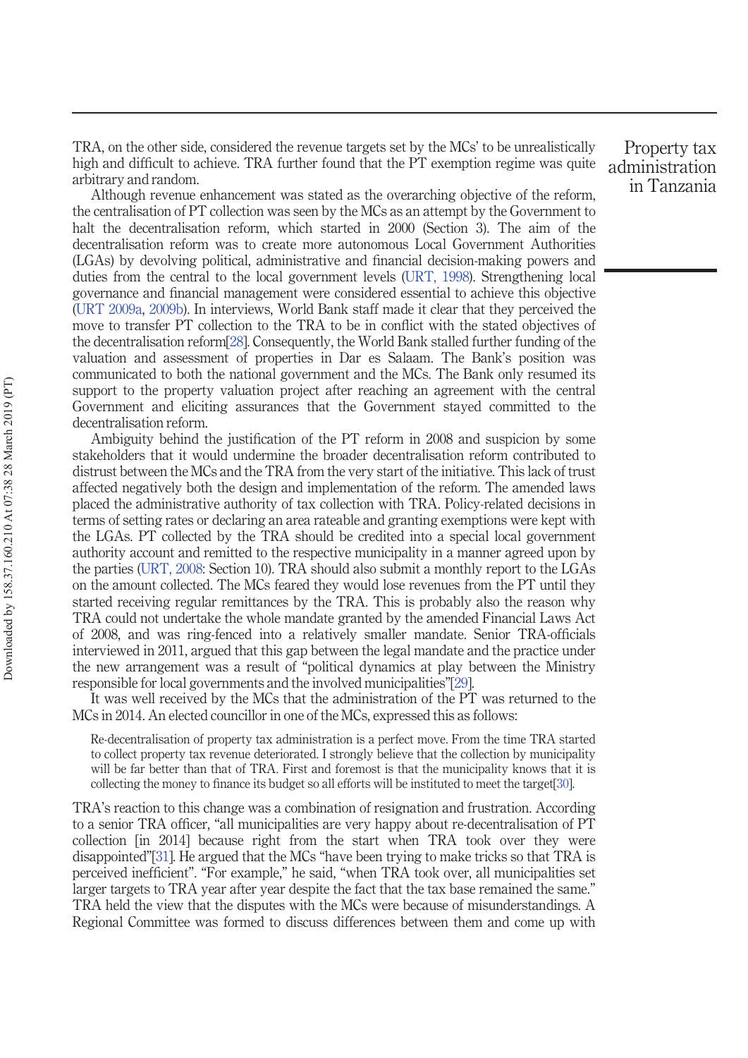TRA, on the other side, considered the revenue targets set by the MCs' to be unrealistically high and difficult to achieve. TRA further found that the PT exemption regime was quite arbitrary and random.

Although revenue enhancement was stated as the overarching objective of the reform, the centralisation of PT collection was seen by the MCs as an attempt by the Government to halt the decentralisation reform, which started in 2000 (Section 3). The aim of the decentralisation reform was to create more autonomous Local Government Authorities (LGAs) by devolving political, administrative and financial decision-making powers and duties from the central to the local government levels (URT, 1998). Strengthening local governance and financial management were considered essential to achieve this objective (URT 2009a, 2009b). In interviews, World Bank staff made it clear that they perceived the move to transfer PT collection to the TRA to be in conflict with the stated objectives of the decentralisation reform[28]. Consequently, the World Bank stalled further funding of the valuation and assessment of properties in Dar es Salaam. The Bank's position was communicated to both the national government and the MCs. The Bank only resumed its support to the property valuation project after reaching an agreement with the central Government and eliciting assurances that the Government stayed committed to the decentralisation reform.

Ambiguity behind the justification of the PT reform in 2008 and suspicion by some stakeholders that it would undermine the broader decentralisation reform contributed to distrust between the MCs and the TRA from the very start of the initiative. This lack of trust affected negatively both the design and implementation of the reform. The amended laws placed the administrative authority of tax collection with TRA. Policy-related decisions in terms of setting rates or declaring an area rateable and granting exemptions were kept with the LGAs. PT collected by the TRA should be credited into a special local government authority account and remitted to the respective municipality in a manner agreed upon by the parties (URT, 2008: Section 10). TRA should also submit a monthly report to the LGAs on the amount collected. The MCs feared they would lose revenues from the PT until they started receiving regular remittances by the TRA. This is probably also the reason why TRA could not undertake the whole mandate granted by the amended Financial Laws Act of 2008, and was ring-fenced into a relatively smaller mandate. Senior TRA-officials interviewed in 2011, argued that this gap between the legal mandate and the practice under the new arrangement was a result of "political dynamics at play between the Ministry responsible for local governments and the involved municipalities"[29].

It was well received by the MCs that the administration of the PT was returned to the MCs in 2014. An elected councillor in one of the MCs, expressed this as follows:

> Re-decentralisation of property tax administration is a perfect move. From the time TRA started to collect property tax revenue deteriorated. I strongly believe that the collection by municipality will be far better than that of TRA. First and foremost is that the municipality knows that it is collecting the money to finance its budget so all efforts will be instituted to meet the target[30].

TRA's reaction to this change was a combination of resignation and frustration. According to a senior TRA officer, "all municipalities are very happy about re-decentralisation of PT collection [in 2014] because right from the start when TRA took over they were disappointed"[31]. He argued that the MCs "have been trying to make tricks so that TRA is perceived inefficient". "For example," he said, "when TRA took over, all municipalities set larger targets to TRA year after year despite the fact that the tax base remained the same." TRA held the view that the disputes with the MCs were because of misunderstandings. A Regional Committee was formed to discuss differences between them and come up with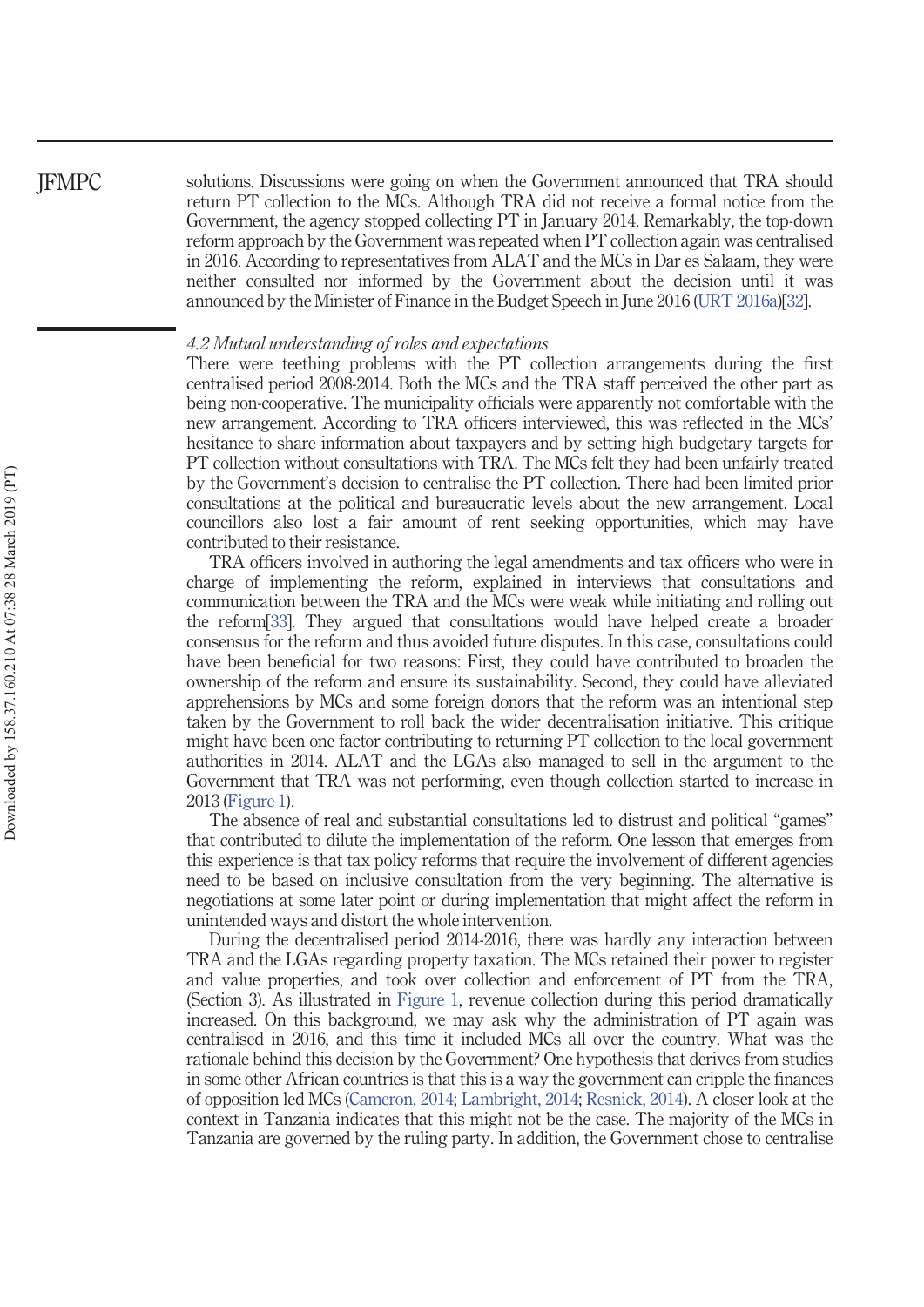solutions. Discussions were going on when the Government announced that TRA should return PT collection to the MCs. Although TRA did not receive a formal notice from the Government, the agency stopped collecting PT in January 2014. Remarkably, the top-down reform approach by the Government was repeated when PT collection again was centralised in 2016. According to representatives from ALAT and the MCs in Dar es Salaam, they were neither consulted nor informed by the Government about the decision until it was announced by the Minister of Finance in the Budget Speech in June 2016 (URT 2016a)[32].

### 4.2 Mutual understanding of roles and expectations

There were teething problems with the PT collection arrangements during the first centralised period 2008-2014. Both the MCs and the TRA staff perceived the other part as being non-cooperative. The municipality officials were apparently not comfortable with the new arrangement. According to TRA officers interviewed, this was reflected in the MCs' hesitance to share information about taxpayers and by setting high budgetary targets for PT collection without consultations with TRA. The MCs felt they had been unfairly treated by the Government's decision to centralise the PT collection. There had been limited prior consultations at the political and bureaucratic levels about the new arrangement. Local councillors also lost a fair amount of rent seeking opportunities, which may have contributed to their resistance.

TRA officers involved in authoring the legal amendments and tax officers who were in charge of implementing the reform, explained in interviews that consultations and communication between the TRA and the MCs were weak while initiating and rolling out the reform[33]. They argued that consultations would have helped create a broader consensus for the reform and thus avoided future disputes. In this case, consultations could have been beneficial for two reasons: First, they could have contributed to broaden the ownership of the reform and ensure its sustainability. Second, they could have alleviated apprehensions by MCs and some foreign donors that the reform was an intentional step taken by the Government to roll back the wider decentralisation initiative. This critique might have been one factor contributing to returning PT collection to the local government authorities in 2014. ALAT and the LGAs also managed to sell in the argument to the Government that TRA was not performing, even though collection started to increase in 2013 (Figure 1).

The absence of real and substantial consultations led to distrust and political "games" that contributed to dilute the implementation of the reform. One lesson that emerges from this experience is that tax policy reforms that require the involvement of different agencies need to be based on inclusive consultation from the very beginning. The alternative is negotiations at some later point or during implementation that might affect the reform in unintended ways and distort the whole intervention.

During the decentralised period 2014-2016, there was hardly any interaction between TRA and the LGAs regarding property taxation. The MCs retained their power to register and value properties, and took over collection and enforcement of PT from the TRA, (Section 3). As illustrated in Figure 1, revenue collection during this period dramatically increased. On this background, we may ask why the administration of PT again was centralised in 2016, and this time it included MCs all over the country. What was the rationale behind this decision by the Government? One hypothesis that derives from studies in some other African countries is that this is a way the government can cripple the finances of opposition led MCs (Cameron, 2014; Lambright, 2014; Resnick, 2014). A closer look at the context in Tanzania indicates that this might not be the case. The majority of the MCs in Tanzania are governed by the ruling party. In addition, the Government chose to centralise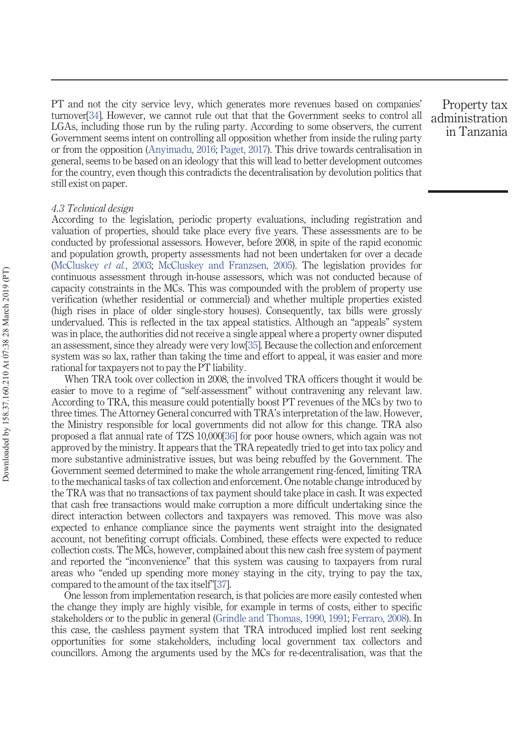PT and not the city service levy, which generates more revenues based on companies' turnover[34]. However, we cannot rule out that that the Government seeks to control all LGAs, including those run by the ruling party. According to some observers, the current Government seems intent on controlling all opposition whether from inside the ruling party or from the opposition (Anyimadu, 2016; Paget, 2017). This drive towards centralisation in general, seems to be based on an ideology that this will lead to better development outcomes for the country, even though this contradicts the decentralisation by devolution politics that still exist on paper.

*4.3 Technical design*

According to the legislation, periodic property evaluations, including registration and valuation of properties, should take place every five years. These assessments are to be conducted by professional assessors. However, before 2008, in spite of the rapid economic and population growth, property assessments had not been undertaken for over a decade (McCluskey *et al.*, 2003; McCluskey and Franzsen, 2005). The legislation provides for continuous assessment through in-house assessors, which was not conducted because of capacity constraints in the MCs. This was compounded with the problem of property use verification (whether residential or commercial) and whether multiple properties existed (high rises in place of older single-story houses). Consequently, tax bills were grossly undervalued. This is reflected in the tax appeal statistics. Although an "appeals" system was in place, the authorities did not receive a single appeal where a property owner disputed an assessment, since they already were very low[35]. Because the collection and enforcement system was so lax, rather than taking the time and effort to appeal, it was easier and more rational for taxpayers not to pay the PT liability.

When TRA took over collection in 2008, the involved TRA officers thought it would be easier to move to a regime of "self-assessment" without contravening any relevant law. According to TRA, this measure could potentially boost PT revenues of the MCs by two to three times. The Attorney General concurred with TRA's interpretation of the law. However, the Ministry responsible for local governments did not allow for this change. TRA also proposed a flat annual rate of TZS 10,000[36] for poor house owners, which again was not approved by the ministry. It appears that the TRA repeatedly tried to get into tax policy and more substantive administrative issues, but was being rebuffed by the Government. The Government seemed determined to make the whole arrangement ring-fenced, limiting TRA to the mechanical tasks of tax collection and enforcement. One notable change introduced by the TRA was that no transactions of tax payment should take place in cash. It was expected that cash free transactions would make corruption a more difficult undertaking since the direct interaction between collectors and taxpayers was removed. This move was also expected to enhance compliance since the payments went straight into the designated account, not benefiting corrupt officials. Combined, these effects were expected to reduce collection costs. The MCs, however, complained about this new cash free system of payment and reported the "inconvenience" that this system was causing to taxpayers from rural areas who "ended up spending more money staying in the city, trying to pay the tax, compared to the amount of the tax itself"[37].

One lesson from implementation research, is that policies are more easily contested when the change they imply are highly visible, for example in terms of costs, either to specific stakeholders or to the public in general (Grindle and Thomas, 1990, 1991; Ferraro, 2008). In this case, the cashless payment system that TRA introduced implied lost rent seeking opportunities for some stakeholders, including local government tax collectors and councillors. Among the arguments used by the MCs for re-decentralisation, was that the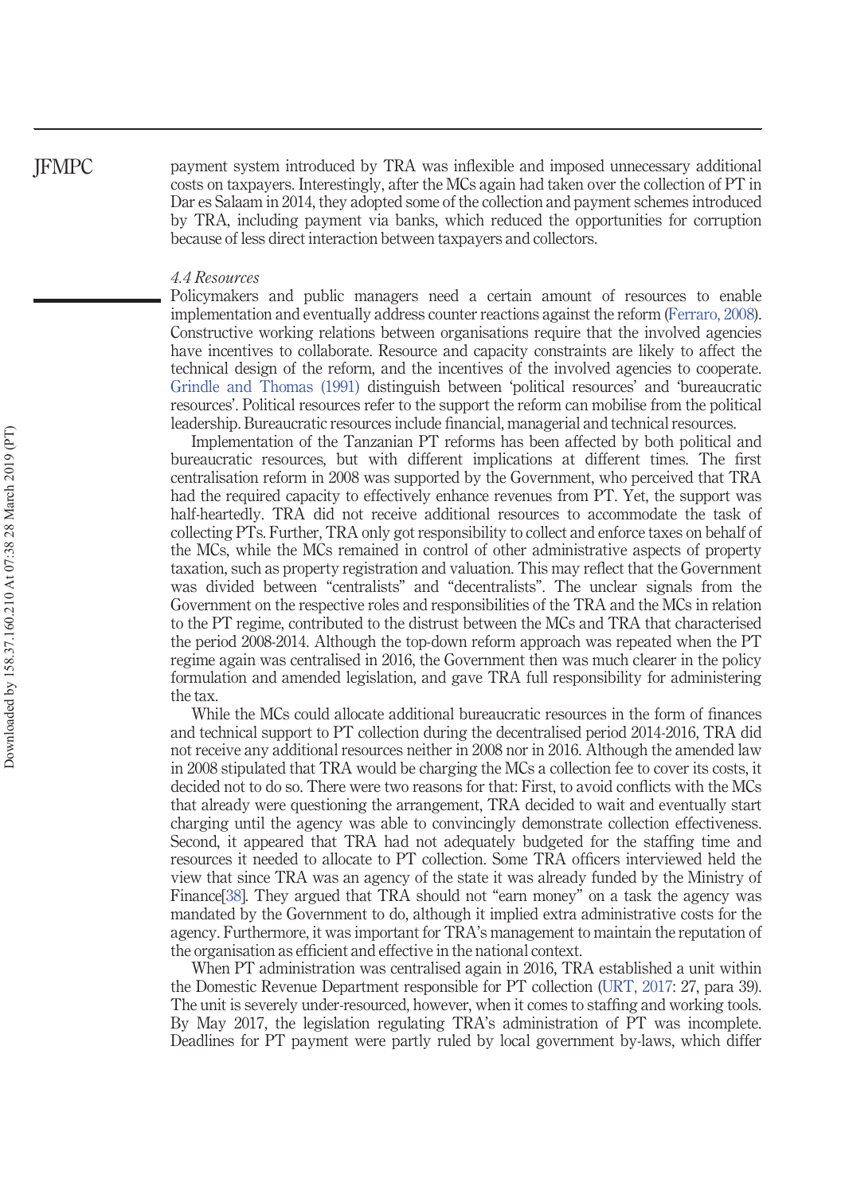payment system introduced by TRA was inflexible and imposed unnecessary additional costs on taxpayers. Interestingly, after the MCs again had taken over the collection of PT in Dar es Salaam in 2014, they adopted some of the collection and payment schemes introduced by TRA, including payment via banks, which reduced the opportunities for corruption because of less direct interaction between taxpayers and collectors.

### *4.4 Resources*

Policymakers and public managers need a certain amount of resources to enable implementation and eventually address counter reactions against the reform (Ferraro, 2008). Constructive working relations between organisations require that the involved agencies have incentives to collaborate. Resource and capacity constraints are likely to affect the technical design of the reform, and the incentives of the involved agencies to cooperate. Grindle and Thomas (1991) distinguish between 'political resources' and 'bureaucratic resources'. Political resources refer to the support the reform can mobilise from the political leadership. Bureaucratic resources include financial, managerial and technical resources.

Implementation of the Tanzanian PT reforms has been affected by both political and bureaucratic resources, but with different implications at different times. The first centralisation reform in 2008 was supported by the Government, who perceived that TRA had the required capacity to effectively enhance revenues from PT. Yet, the support was half-heartedly. TRA did not receive additional resources to accommodate the task of collecting PTs. Further, TRA only got responsibility to collect and enforce taxes on behalf of the MCs, while the MCs remained in control of other administrative aspects of property taxation, such as property registration and valuation. This may reflect that the Government was divided between "centralists" and "decentralists". The unclear signals from the Government on the respective roles and responsibilities of the TRA and the MCs in relation to the PT regime, contributed to the distrust between the MCs and TRA that characterised the period 2008-2014. Although the top-down reform approach was repeated when the PT regime again was centralised in 2016, the Government then was much clearer in the policy formulation and amended legislation, and gave TRA full responsibility for administering the tax.

While the MCs could allocate additional bureaucratic resources in the form of finances and technical support to PT collection during the decentralised period 2014-2016, TRA did not receive any additional resources neither in 2008 nor in 2016. Although the amended law in 2008 stipulated that TRA would be charging the MCs a collection fee to cover its costs, it decided not to do so. There were two reasons for that: First, to avoid conflicts with the MCs that already were questioning the arrangement, TRA decided to wait and eventually start charging until the agency was able to convincingly demonstrate collection effectiveness. Second, it appeared that TRA had not adequately budgeted for the staffing time and resources it needed to allocate to PT collection. Some TRA officers interviewed held the view that since TRA was an agency of the state it was already funded by the Ministry of Finance[38]. They argued that TRA should not "earn money" on a task the agency was mandated by the Government to do, although it implied extra administrative costs for the agency. Furthermore, it was important for TRA's management to maintain the reputation of the organisation as efficient and effective in the national context.

When PT administration was centralised again in 2016, TRA established a unit within the Domestic Revenue Department responsible for PT collection (URT, 2017: 27, para 39). The unit is severely under-resourced, however, when it comes to staffing and working tools. By May 2017, the legislation regulating TRA's administration of PT was incomplete. Deadlines for PT payment were partly ruled by local government by-laws, which differ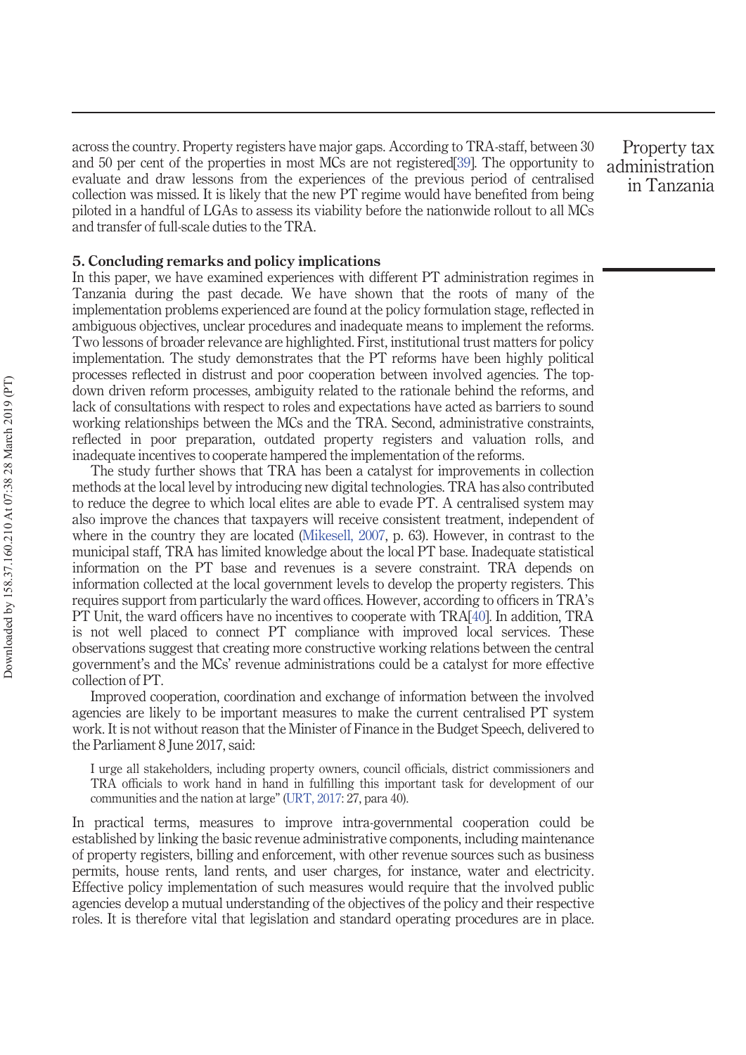across the country. Property registers have major gaps. According to TRA-staff, between 30 and 50 per cent of the properties in most MCs are not registered[39]. The opportunity to evaluate and draw lessons from the experiences of the previous period of centralised collection was missed. It is likely that the new PT regime would have benefited from being piloted in a handful of LGAs to assess its viability before the nationwide rollout to all MCs and transfer of full-scale duties to the TRA.

## 5. Concluding remarks and policy implications

In this paper, we have examined experiences with different PT administration regimes in Tanzania during the past decade. We have shown that the roots of many of the implementation problems experienced are found at the policy formulation stage, reflected in ambiguous objectives, unclear procedures and inadequate means to implement the reforms. Two lessons of broader relevance are highlighted. First, institutional trust matters for policy implementation. The study demonstrates that the PT reforms have been highly political processes reflected in distrust and poor cooperation between involved agencies. The top-down driven reform processes, ambiguity related to the rationale behind the reforms, and lack of consultations with respect to roles and expectations have acted as barriers to sound working relationships between the MCs and the TRA. Second, administrative constraints, reflected in poor preparation, outdated property registers and valuation rolls, and inadequate incentives to cooperate hampered the implementation of the reforms.

The study further shows that TRA has been a catalyst for improvements in collection methods at the local level by introducing new digital technologies. TRA has also contributed to reduce the degree to which local elites are able to evade PT. A centralised system may also improve the chances that taxpayers will receive consistent treatment, independent of where in the country they are located (Mikesell, 2007, p. 63). However, in contrast to the municipal staff, TRA has limited knowledge about the local PT base. Inadequate statistical information on the PT base and revenues is a severe constraint. TRA depends on information collected at the local government levels to develop the property registers. This requires support from particularly the ward offices. However, according to officers in TRA's PT Unit, the ward officers have no incentives to cooperate with TRA[40]. In addition, TRA is not well placed to connect PT compliance with improved local services. These observations suggest that creating more constructive working relations between the central government's and the MCs' revenue administrations could be a catalyst for more effective collection of PT.

Improved cooperation, coordination and exchange of information between the involved agencies are likely to be important measures to make the current centralised PT system work. It is not without reason that the Minister of Finance in the Budget Speech, delivered to the Parliament 8 June 2017, said:

> I urge all stakeholders, including property owners, council officials, district commissioners and TRA officials to work hand in hand in fulfilling this important task for development of our communities and the nation at large" (URT, 2017: 27, para 40).

In practical terms, measures to improve intra-governmental cooperation could be established by linking the basic revenue administrative components, including maintenance of property registers, billing and enforcement, with other revenue sources such as business permits, house rents, land rents, and user charges, for instance, water and electricity. Effective policy implementation of such measures would require that the involved public agencies develop a mutual understanding of the objectives of the policy and their respective roles. It is therefore vital that legislation and standard operating procedures are in place.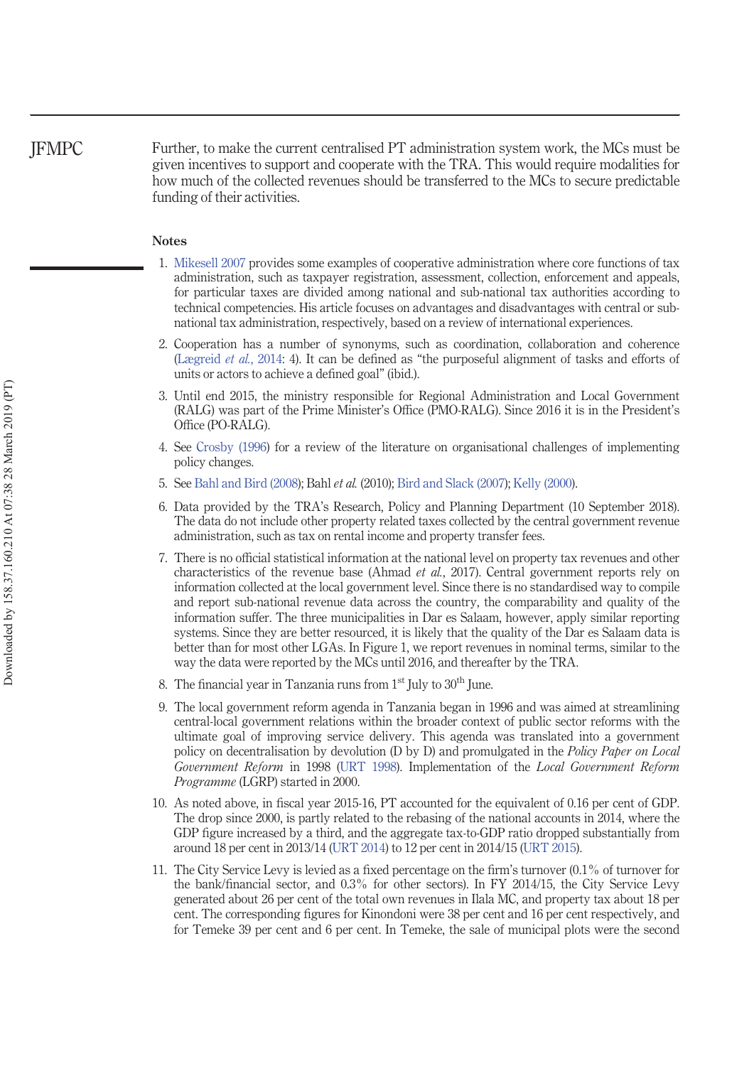Further, to make the current centralised PT administration system work, the MCs must be given incentives to support and cooperate with the TRA. This would require modalities for how much of the collected revenues should be transferred to the MCs to secure predictable funding of their activities.

## Notes

1. Mikesell 2007 provides some examples of cooperative administration where core functions of tax administration, such as taxpayer registration, assessment, collection, enforcement and appeals, for particular taxes are divided among national and sub-national tax authorities according to technical competencies. His article focuses on advantages and disadvantages with central or sub-national tax administration, respectively, based on a review of international experiences.

2. Cooperation has a number of synonyms, such as coordination, collaboration and coherence (Lægreid *et al.*, 2014: 4). It can be defined as "the purposeful alignment of tasks and efforts of units or actors to achieve a defined goal" (ibid.).

3. Until end 2015, the ministry responsible for Regional Administration and Local Government (RALG) was part of the Prime Minister's Office (PMO-RALG). Since 2016 it is in the President's Office (PO-RALG).

4. See Crosby (1996) for a review of the literature on organisational challenges of implementing policy changes.

5. See Bahl and Bird (2008); Bahl *et al.* (2010); Bird and Slack (2007); Kelly (2000).

6. Data provided by the TRA's Research, Policy and Planning Department (10 September 2018). The data do not include other property related taxes collected by the central government revenue administration, such as tax on rental income and property transfer fees.

7. There is no official statistical information at the national level on property tax revenues and other characteristics of the revenue base (Ahmad *et al.*, 2017). Central government reports rely on information collected at the local government level. Since there is no standardised way to compile and report sub-national revenue data across the country, the comparability and quality of the information suffer. The three municipalities in Dar es Salaam, however, apply similar reporting systems. Since they are better resourced, it is likely that the quality of the Dar es Salaam data is better than for most other LGAs. In Figure 1, we report revenues in nominal terms, similar to the way the data were reported by the MCs until 2016, and thereafter by the TRA.

8. The financial year in Tanzania runs from 1st July to 30th June.

9. The local government reform agenda in Tanzania began in 1996 and was aimed at streamlining central-local government relations within the broader context of public sector reforms with the ultimate goal of improving service delivery. This agenda was translated into a government policy on decentralisation by devolution (D by D) and promulgated in the *Policy Paper on Local Government Reform* in 1998 (URT 1998). Implementation of the *Local Government Reform Programme* (LGRP) started in 2000.

10. As noted above, in fiscal year 2015-16, PT accounted for the equivalent of 0.16 per cent of GDP. The drop since 2000, is partly related to the rebasing of the national accounts in 2014, where the GDP figure increased by a third, and the aggregate tax-to-GDP ratio dropped substantially from around 18 per cent in 2013/14 (URT 2014) to 12 per cent in 2014/15 (URT 2015).

11. The City Service Levy is levied as a fixed percentage on the firm's turnover (0.1% of turnover for the bank/financial sector, and 0.3% for other sectors). In FY 2014/15, the City Service Levy generated about 26 per cent of the total own revenues in Ilala MC, and property tax about 18 per cent. The corresponding figures for Kinondoni were 38 per cent and 16 per cent respectively, and for Temeke 39 per cent and 6 per cent. In Temeke, the sale of municipal plots were the second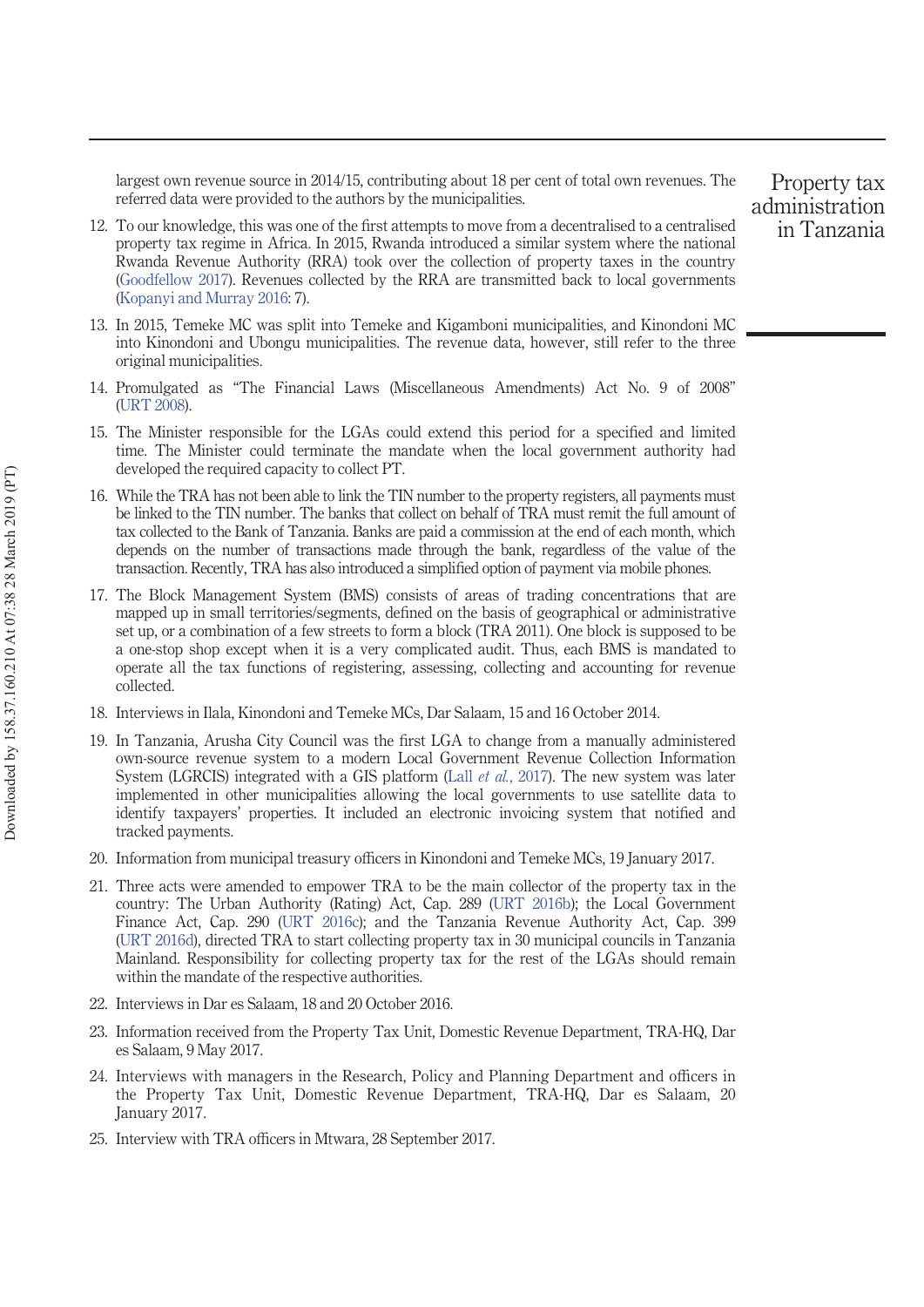largest own revenue source in 2014/15, contributing about 18 per cent of total own revenues. The referred data were provided to the authors by the municipalities.

12. To our knowledge, this was one of the first attempts to move from a decentralised to a centralised property tax regime in Africa. In 2015, Rwanda introduced a similar system where the national Rwanda Revenue Authority (RRA) took over the collection of property taxes in the country (Goodfellow 2017). Revenues collected by the RRA are transmitted back to local governments (Kopanyi and Murray 2016: 7).
13. In 2015, Temeke MC was split into Temeke and Kigamboni municipalities, and Kinondoni MC into Kinondoni and Ubongu municipalities. The revenue data, however, still refer to the three original municipalities.
14. Promulgated as "The Financial Laws (Miscellaneous Amendments) Act No. 9 of 2008" (URT 2008).
15. The Minister responsible for the LGAs could extend this period for a specified and limited time. The Minister could terminate the mandate when the local government authority had developed the required capacity to collect PT.
16. While the TRA has not been able to link the TIN number to the property registers, all payments must be linked to the TIN number. The banks that collect on behalf of TRA must remit the full amount of tax collected to the Bank of Tanzania. Banks are paid a commission at the end of each month, which depends on the number of transactions made through the bank, regardless of the value of the transaction. Recently, TRA has also introduced a simplified option of payment via mobile phones.
17. The Block Management System (BMS) consists of areas of trading concentrations that are mapped up in small territories/segments, defined on the basis of geographical or administrative set up, or a combination of a few streets to form a block (TRA 2011). One block is supposed to be a one-stop shop except when it is a very complicated audit. Thus, each BMS is mandated to operate all the tax functions of registering, assessing, collecting and accounting for revenue collected.
18. Interviews in Ilala, Kinondoni and Temeke MCs, Dar Salaam, 15 and 16 October 2014.
19. In Tanzania, Arusha City Council was the first LGA to change from a manually administered own-source revenue system to a modern Local Government Revenue Collection Information System (LGRCIS) integrated with a GIS platform (Lall *et al.*, 2017). The new system was later implemented in other municipalities allowing the local governments to use satellite data to identify taxpayers' properties. It included an electronic invoicing system that notified and tracked payments.
20. Information from municipal treasury officers in Kinondoni and Temeke MCs, 19 January 2017.
21. Three acts were amended to empower TRA to be the main collector of the property tax in the country: The Urban Authority (Rating) Act, Cap. 289 (URT 2016b); the Local Government Finance Act, Cap. 290 (URT 2016c); and the Tanzania Revenue Authority Act, Cap. 399 (URT 2016d), directed TRA to start collecting property tax in 30 municipal councils in Tanzania Mainland. Responsibility for collecting property tax for the rest of the LGAs should remain within the mandate of the respective authorities.
22. Interviews in Dar es Salaam, 18 and 20 October 2016.
23. Information received from the Property Tax Unit, Domestic Revenue Department, TRA-HQ, Dar es Salaam, 9 May 2017.
24. Interviews with managers in the Research, Policy and Planning Department and officers in the Property Tax Unit, Domestic Revenue Department, TRA-HQ, Dar es Salaam, 20 January 2017.
25. Interview with TRA officers in Mtwara, 28 September 2017.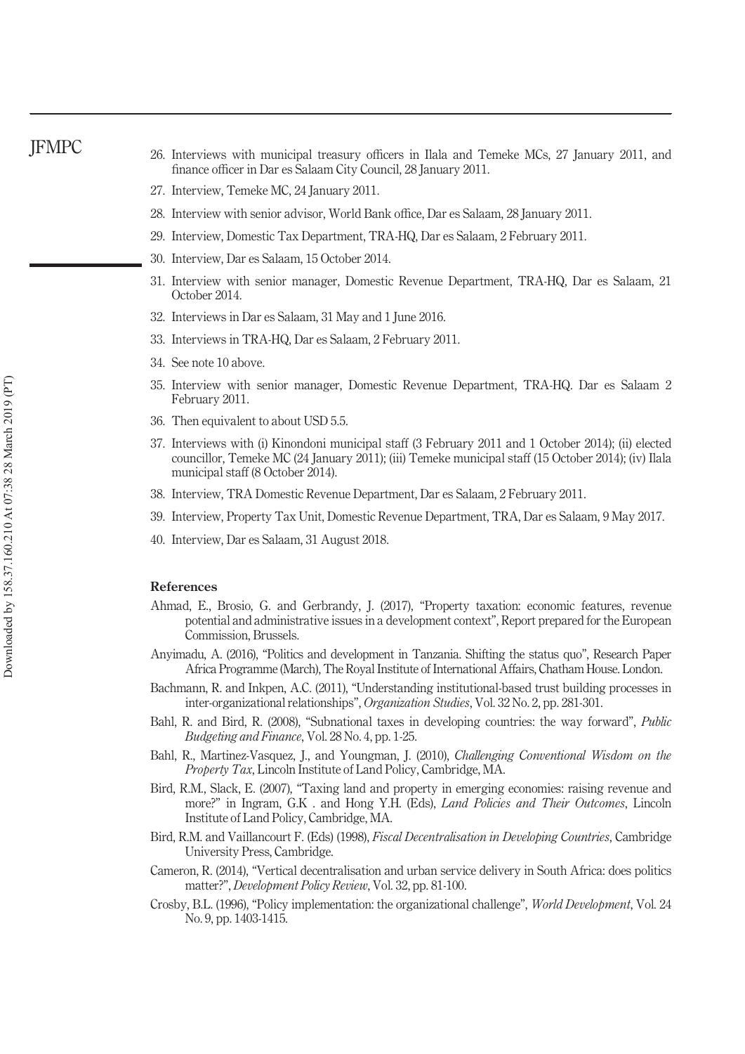26. Interviews with municipal treasury officers in Ilala and Temeke MCs, 27 January 2011, and finance officer in Dar es Salaam City Council, 28 January 2011.
27. Interview, Temeke MC, 24 January 2011.
28. Interview with senior advisor, World Bank office, Dar es Salaam, 28 January 2011.
29. Interview, Domestic Tax Department, TRA-HQ, Dar es Salaam, 2 February 2011.
30. Interview, Dar es Salaam, 15 October 2014.
31. Interview with senior manager, Domestic Revenue Department, TRA-HQ, Dar es Salaam, 21 October 2014.
32. Interviews in Dar es Salaam, 31 May and 1 June 2016.
33. Interviews in TRA-HQ, Dar es Salaam, 2 February 2011.
34. See note 10 above.
35. Interview with senior manager, Domestic Revenue Department, TRA-HQ. Dar es Salaam 2 February 2011.
36. Then equivalent to about USD 5.5.
37. Interviews with (i) Kinondoni municipal staff (3 February 2011 and 1 October 2014); (ii) elected councillor, Temeke MC (24 January 2011); (iii) Temeke municipal staff (15 October 2014); (iv) Ilala municipal staff (8 October 2014).
38. Interview, TRA Domestic Revenue Department, Dar es Salaam, 2 February 2011.
39. Interview, Property Tax Unit, Domestic Revenue Department, TRA, Dar es Salaam, 9 May 2017.
40. Interview, Dar es Salaam, 31 August 2018.

## References

Ahmad, E., Brosio, G. and Gerbrandy, J. (2017), "Property taxation: economic features, revenue potential and administrative issues in a development context", Report prepared for the European Commission, Brussels.

Anyimadu, A. (2016), "Politics and development in Tanzania. Shifting the status quo", Research Paper Africa Programme (March), The Royal Institute of International Affairs, Chatham House. London.

Bachmann, R. and Inkpen, A.C. (2011), "Understanding institutional-based trust building processes in inter-organizational relationships", *Organization Studies*, Vol. 32 No. 2, pp. 281-301.

Bahl, R. and Bird, R. (2008), "Subnational taxes in developing countries: the way forward", *Public Budgeting and Finance*, Vol. 28 No. 4, pp. 1-25.

Bahl, R., Martinez-Vasquez, J., and Youngman, J. (2010), *Challenging Conventional Wisdom on the Property Tax*, Lincoln Institute of Land Policy, Cambridge, MA.

Bird, R.M., Slack, E. (2007), "Taxing land and property in emerging economies: raising revenue and more?" in Ingram, G.K . and Hong Y.H. (Eds), *Land Policies and Their Outcomes*, Lincoln Institute of Land Policy, Cambridge, MA.

Bird, R.M. and Vaillancourt F. (Eds) (1998), *Fiscal Decentralisation in Developing Countries*, Cambridge University Press, Cambridge.

Cameron, R. (2014), "Vertical decentralisation and urban service delivery in South Africa: does politics matter?", *Development Policy Review*, Vol. 32, pp. 81-100.

Crosby, B.L. (1996), "Policy implementation: the organizational challenge", *World Development*, Vol. 24 No. 9, pp. 1403-1415.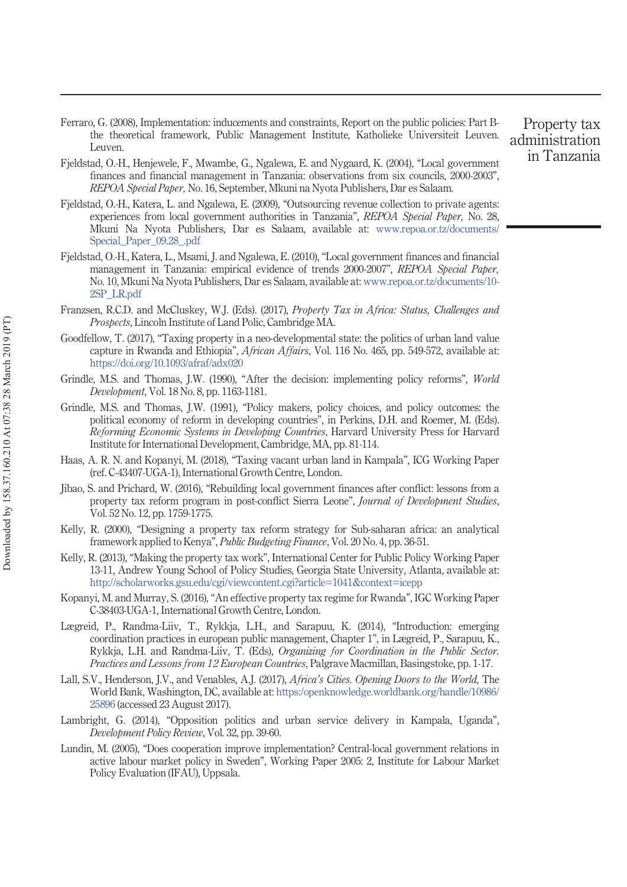Ferraro, G. (2008), Implementation: inducements and constraints, Report on the public policies: Part B- the theoretical framework, Public Management Institute, Katholieke Universiteit Leuven. Leuven.

Fjeldstad, O.-H., Henjewele, F., Mwambe, G., Ngalewa, E. and Nygaard, K. (2004), "Local government finances and financial management in Tanzania: observations from six councils, 2000-2003", *REPOA Special Paper,* No. 16, September, Mkuni na Nyota Publishers, Dar es Salaam.

Fjeldstad, O.-H., Katera, L. and Ngalewa, E. (2009), "Outsourcing revenue collection to private agents: experiences from local government authorities in Tanzania", *REPOA Special Paper,* No. 28, Mkuni Na Nyota Publishers, Dar es Salaam, available at: www.repoa.or.tz/documents/Special_Paper_09.28_.pdf

Fjeldstad, O.-H., Katera, L., Msami, J. and Ngalewa, E. (2010), "Local government finances and financial management in Tanzania: empirical evidence of trends 2000-2007", *REPOA Special Paper,* No. 10, Mkuni Na Nyota Publishers, Dar es Salaam, available at: www.repoa.or.tz/documents/10-2SP_LR.pdf

Franzsen, R.C.D. and McCluskey, W.J. (Eds). (2017), *Property Tax in Africa: Status, Challenges and Prospects*, Lincoln Institute of Land Polic, Cambridge MA.

Goodfellow, T. (2017), "Taxing property in a neo-developmental state: the politics of urban land value capture in Rwanda and Ethiopia", *African Affairs*, Vol. 116 No. 465, pp. 549-572, available at: https://doi.org/10.1093/afraf/adx020

Grindle, M.S. and Thomas, J.W. (1990), "After the decision: implementing policy reforms", *World Development*, Vol. 18 No. 8, pp. 1163-1181.

Grindle, M.S. and Thomas, J.W. (1991), "Policy makers, policy choices, and policy outcomes: the political economy of reform in developing countries", in Perkins, D.H. and Roemer, M. (Eds). *Reforming Economic Systems in Developing Countries*, Harvard University Press for Harvard Institute for International Development, Cambridge, MA, pp. 81-114.

Haas, A. R. N. and Kopanyi, M. (2018), "Taxing vacant urban land in Kampala", ICG Working Paper (ref. C-43407-UGA-1), International Growth Centre, London.

Jibao, S. and Prichard, W. (2016), "Rebuilding local government finances after conflict: lessons from a property tax reform program in post-conflict Sierra Leone", *Journal of Development Studies*, Vol. 52 No. 12, pp. 1759-1775.

Kelly, R. (2000), "Designing a property tax reform strategy for Sub-saharan africa: an analytical framework applied to Kenya", *Public Budgeting Finance*, Vol. 20 No. 4, pp. 36-51.

Kelly, R. (2013), "Making the property tax work", International Center for Public Policy Working Paper 13-11, Andrew Young School of Policy Studies, Georgia State University, Atlanta, available at: http://scholarworks.gsu.edu/cgi/viewcontent.cgi?article=1041&context=icepp

Kopanyi, M. and Murray, S. (2016), "An effective property tax regime for Rwanda", IGC Working Paper C-38403-UGA-1, International Growth Centre, London.

Lægreid, P., Randma-Liiv, T., Rykkja, L.H., and Sarapuu, K. (2014), "Introduction: emerging coordination practices in european public management, Chapter 1", in Lægreid, P., Sarapuu, K., Rykkja, L.H. and Randma-Liiv, T. (Eds), *Organizing for Coordination in the Public Sector. Practices and Lessons from 12 European Countries*, Palgrave Macmillan, Basingstoke, pp. 1-17.

Lall, S.V., Henderson, J.V., and Venables, A.J. (2017), *Africa's Cities. Opening Doors to the World*, The World Bank, Washington, DC, available at: https:/openknowledge.worldbank.org/handle/10986/25896 (accessed 23 August 2017).

Lambright, G. (2014), "Opposition politics and urban service delivery in Kampala, Uganda", *Development Policy Review*, Vol. 32, pp. 39-60.

Lundin, M. (2005), "Does cooperation improve implementation? Central-local government relations in active labour market policy in Sweden", Working Paper 2005: 2, Institute for Labour Market Policy Evaluation (IFAU), Uppsala.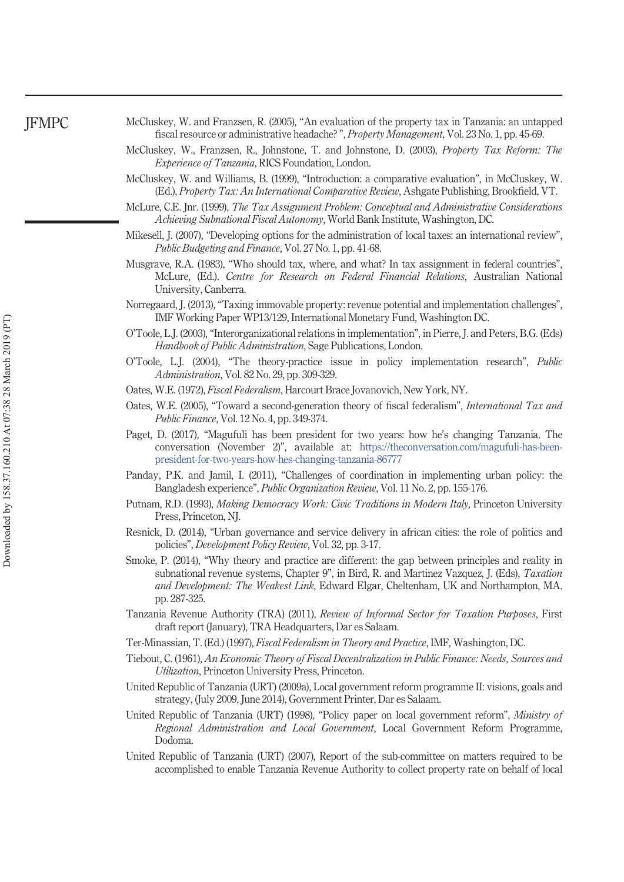McCluskey, W. and Franzsen, R. (2005), "An evaluation of the property tax in Tanzania: an untapped fiscal resource or administrative headache? ", *Property Management*, Vol. 23 No. 1, pp. 45-69.

McCluskey, W., Franzsen, R., Johnstone, T. and Johnstone, D. (2003), *Property Tax Reform: The Experience of Tanzania*, RICS Foundation, London.

McCluskey, W. and Williams, B. (1999), "Introduction: a comparative evaluation", in McCluskey, W. (Ed.), *Property Tax: An International Comparative Review*, Ashgate Publishing, Brookfield, VT.

McLure, C.E. Jnr. (1999), *The Tax Assignment Problem: Conceptual and Administrative Considerations Achieving Subnational Fiscal Autonomy*, World Bank Institute, Washington, DC.

Mikesell, J. (2007), "Developing options for the administration of local taxes: an international review", *Public Budgeting and Finance*, Vol. 27 No. 1, pp. 41-68.

Musgrave, R.A. (1983), "Who should tax, where, and what? In tax assignment in federal countries", McLure, (Ed.). *Centre for Research on Federal Financial Relations*, Australian National University, Canberra.

Norregaard, J. (2013), "Taxing immovable property: revenue potential and implementation challenges", IMF Working Paper WP13/129, International Monetary Fund, Washington DC.

O'Toole, L.J. (2003), "Interorganizational relations in implementation", in Pierre, J. and Peters, B.G. (Eds) *Handbook of Public Administration*, Sage Publications, London.

O'Toole, L.J. (2004), "The theory-practice issue in policy implementation research", *Public Administration*, Vol. 82 No. 29, pp. 309-329.

Oates, W.E. (1972), *Fiscal Federalism*, Harcourt Brace Jovanovich, New York, NY.

Oates, W.E. (2005), "Toward a second-generation theory of fiscal federalism", *International Tax and Public Finance*, Vol. 12 No. 4, pp. 349-374.

Paget, D. (2017), "Magufuli has been president for two years: how he's changing Tanzania. The conversation (November 2)", available at: https://theconversation.com/magufuli-has-been-president-for-two-years-how-hes-changing-tanzania-86777

Panday, P.K. and Jamil, I. (2011), "Challenges of coordination in implementing urban policy: the Bangladesh experience", *Public Organization Review*, Vol. 11 No. 2, pp. 155-176.

Putnam, R.D. (1993), *Making Democracy Work: Civic Traditions in Modern Italy*, Princeton University Press, Princeton, NJ.

Resnick, D. (2014), "Urban governance and service delivery in african cities: the role of politics and policies", *Development Policy Review*, Vol. 32, pp. 3-17.

Smoke, P. (2014), "Why theory and practice are different: the gap between principles and reality in subnational revenue systems, Chapter 9", in Bird, R. and Martinez Vazquez, J. (Eds), *Taxation and Development: The Weakest Link*, Edward Elgar, Cheltenham, UK and Northampton, MA. pp. 287-325.

Tanzania Revenue Authority (TRA) (2011), *Review of Informal Sector for Taxation Purposes*, First draft report (January), TRA Headquarters, Dar es Salaam.

Ter-Minassian, T. (Ed.) (1997), *Fiscal Federalism in Theory and Practice*, IMF, Washington, DC.

Tiebout, C. (1961), *An Economic Theory of Fiscal Decentralization in Public Finance: Needs, Sources and Utilization*, Princeton University Press, Princeton.

United Republic of Tanzania (URT) (2009a), Local government reform programme II: visions, goals and strategy, (July 2009, June 2014), Government Printer, Dar es Salaam.

United Republic of Tanzania (URT) (1998), "Policy paper on local government reform", *Ministry of Regional Administration and Local Government*, Local Government Reform Programme, Dodoma.

United Republic of Tanzania (URT) (2007), Report of the sub-committee on matters required to be accomplished to enable Tanzania Revenue Authority to collect property rate on behalf of local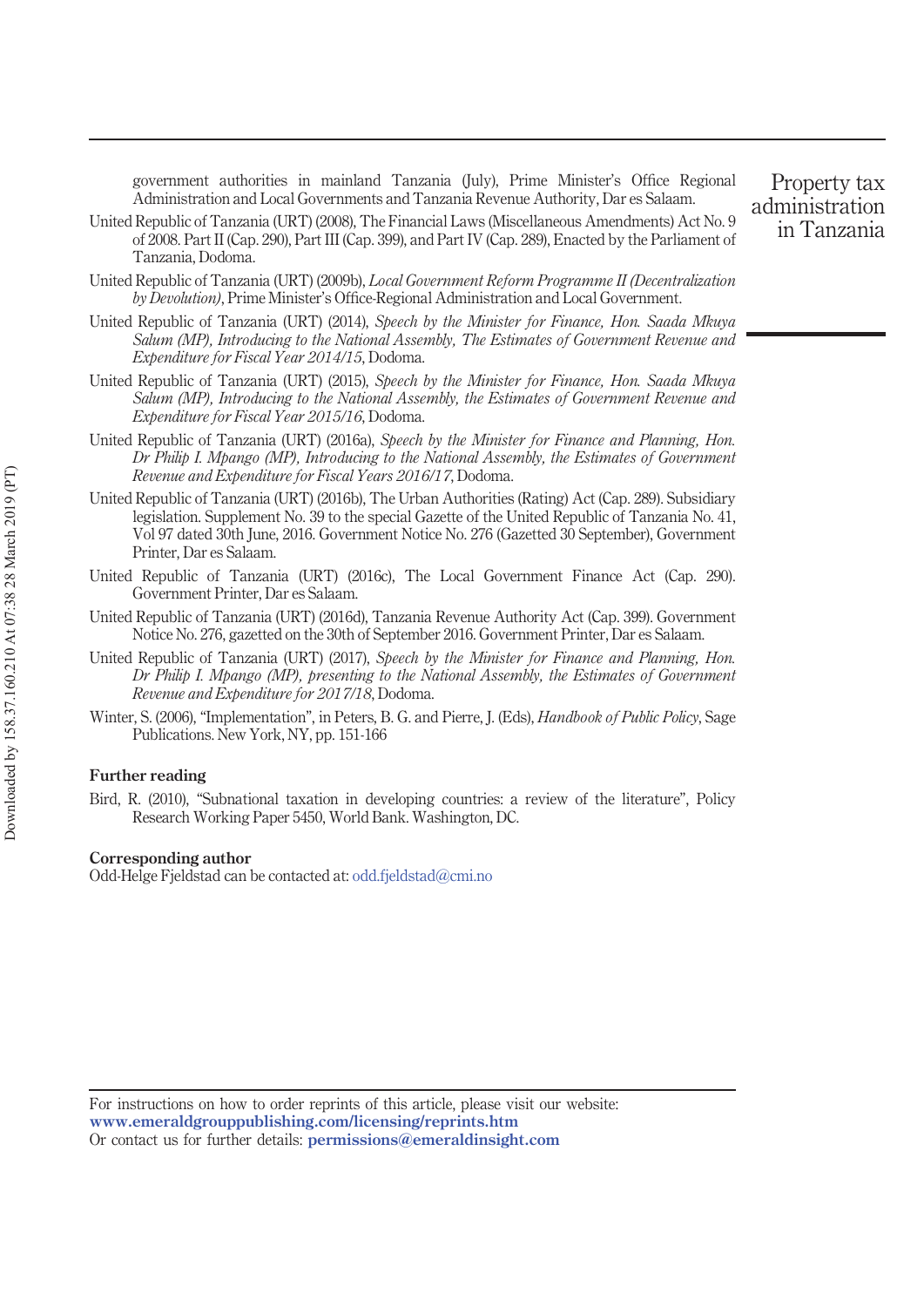government authorities in mainland Tanzania (July), Prime Minister's Office Regional Administration and Local Governments and Tanzania Revenue Authority, Dar es Salaam.

United Republic of Tanzania (URT) (2008), The Financial Laws (Miscellaneous Amendments) Act No. 9 of 2008. Part II (Cap. 290), Part III (Cap. 399), and Part IV (Cap. 289), Enacted by the Parliament of Tanzania, Dodoma.

United Republic of Tanzania (URT) (2009b), *Local Government Reform Programme II (Decentralization by Devolution)*, Prime Minister's Office-Regional Administration and Local Government.

United Republic of Tanzania (URT) (2014), *Speech by the Minister for Finance, Hon. Saada Mkuya Salum (MP), Introducing to the National Assembly, The Estimates of Government Revenue and Expenditure for Fiscal Year 2014/15*, Dodoma.

United Republic of Tanzania (URT) (2015), *Speech by the Minister for Finance, Hon. Saada Mkuya Salum (MP), Introducing to the National Assembly, the Estimates of Government Revenue and Expenditure for Fiscal Year 2015/16*, Dodoma.

United Republic of Tanzania (URT) (2016a), *Speech by the Minister for Finance and Planning, Hon. Dr Philip I. Mpango (MP), Introducing to the National Assembly, the Estimates of Government Revenue and Expenditure for Fiscal Years 2016/17*, Dodoma.

United Republic of Tanzania (URT) (2016b), The Urban Authorities (Rating) Act (Cap. 289). Subsidiary legislation. Supplement No. 39 to the special Gazette of the United Republic of Tanzania No. 41, Vol 97 dated 30th June, 2016. Government Notice No. 276 (Gazetted 30 September), Government Printer, Dar es Salaam.

United Republic of Tanzania (URT) (2016c), The Local Government Finance Act (Cap. 290). Government Printer, Dar es Salaam.

United Republic of Tanzania (URT) (2016d), Tanzania Revenue Authority Act (Cap. 399). Government Notice No. 276, gazetted on the 30th of September 2016. Government Printer, Dar es Salaam.

United Republic of Tanzania (URT) (2017), *Speech by the Minister for Finance and Planning, Hon. Dr Philip I. Mpango (MP), presenting to the National Assembly, the Estimates of Government Revenue and Expenditure for 2017/18*, Dodoma.

Winter, S. (2006), "Implementation", in Peters, B. G. and Pierre, J. (Eds), *Handbook of Public Policy*, Sage Publications. New York, NY, pp. 151-166

## Further reading

Bird, R. (2010), "Subnational taxation in developing countries: a review of the literature", Policy Research Working Paper 5450, World Bank. Washington, DC.

## Corresponding author

Odd-Helge Fjeldstad can be contacted at: odd.fjeldstad@cmi.no

For instructions on how to order reprints of this article, please visit our website:
**www.emeraldgrouppublishing.com/licensing/reprints.htm**
Or contact us for further details: **permissions@emeraldinsight.com**